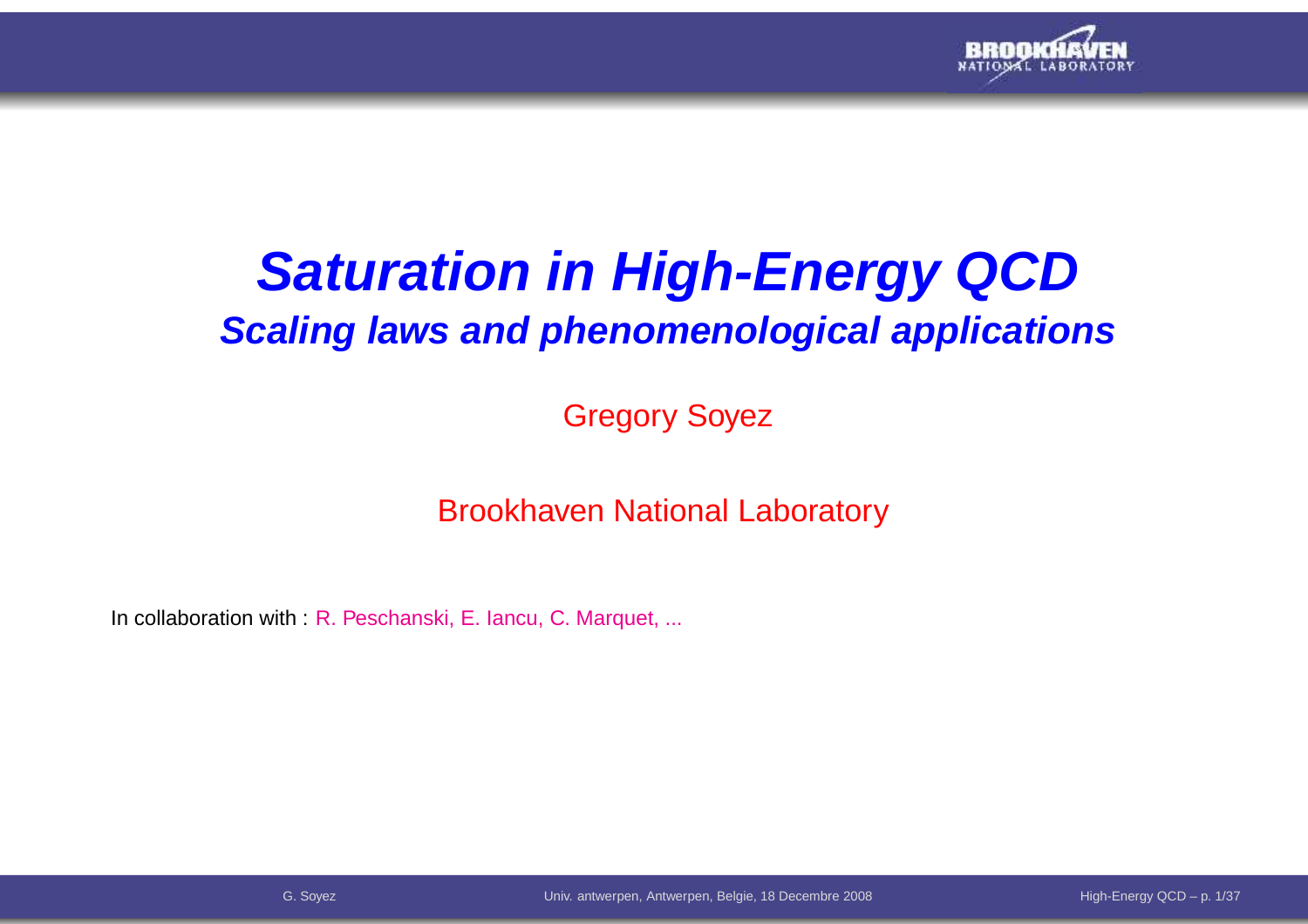# *Saturation in High-Energy QCD*

## *Scaling laws and phenomenological applications*

Gregory Soyez

Brookhaven National Laboratory

In collaboration with : R. Peschanski, E. Iancu, C. Marquet, ...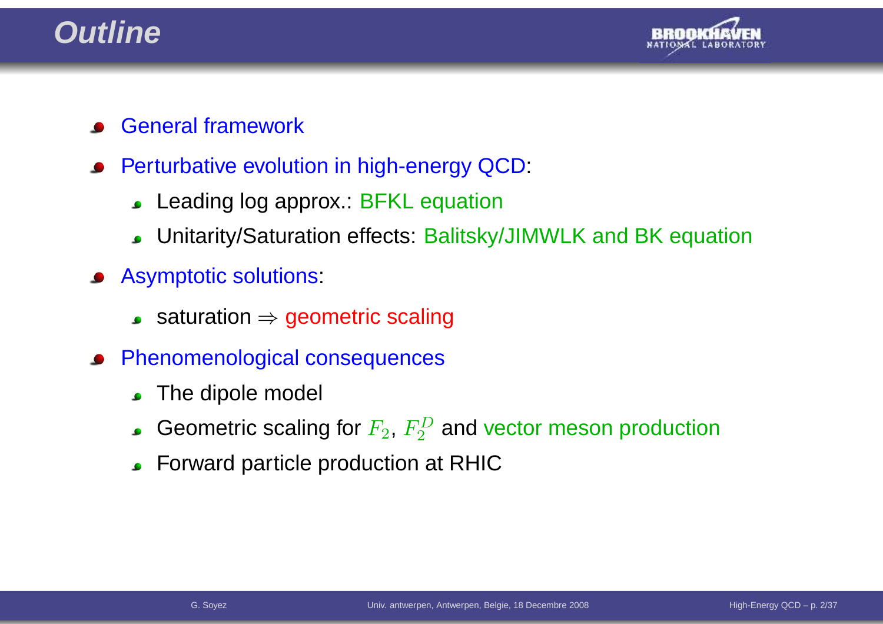# Outline

- General framework
- Perturbative evolution in high-energy QCD:
  - Leading log approx.: BFKL equation
  - Unitarity/Saturation effects: Balitsky/JIMWLK and BK equation
- Asymptotic solutions:
  - saturation $\Rightarrow$ geometric scaling
- Phenomenological consequences
  - The dipole model
  - Geometric scaling for $F_2$, $F_2^D$ and vector meson production
  - Forward particle production at RHIC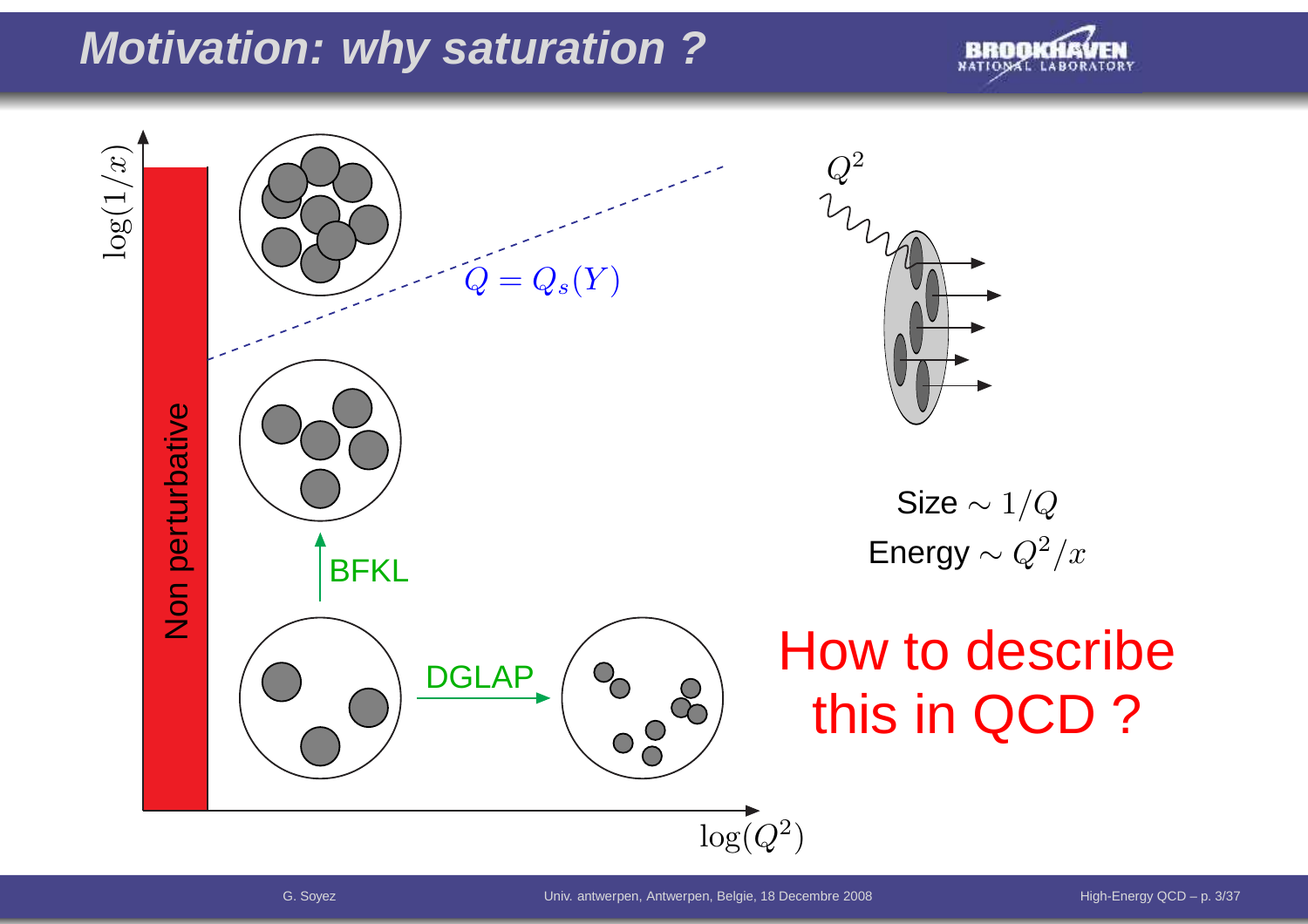# Motivation: why saturation ?

$\log(1/x)$

Non perturbative

$Q = Q_s(Y)$

BFKL

DGLAP

$\log(Q^2)$

$Q^2$

Size $\sim 1/Q$

Energy $\sim Q^2/x$

How to describe this in QCD ?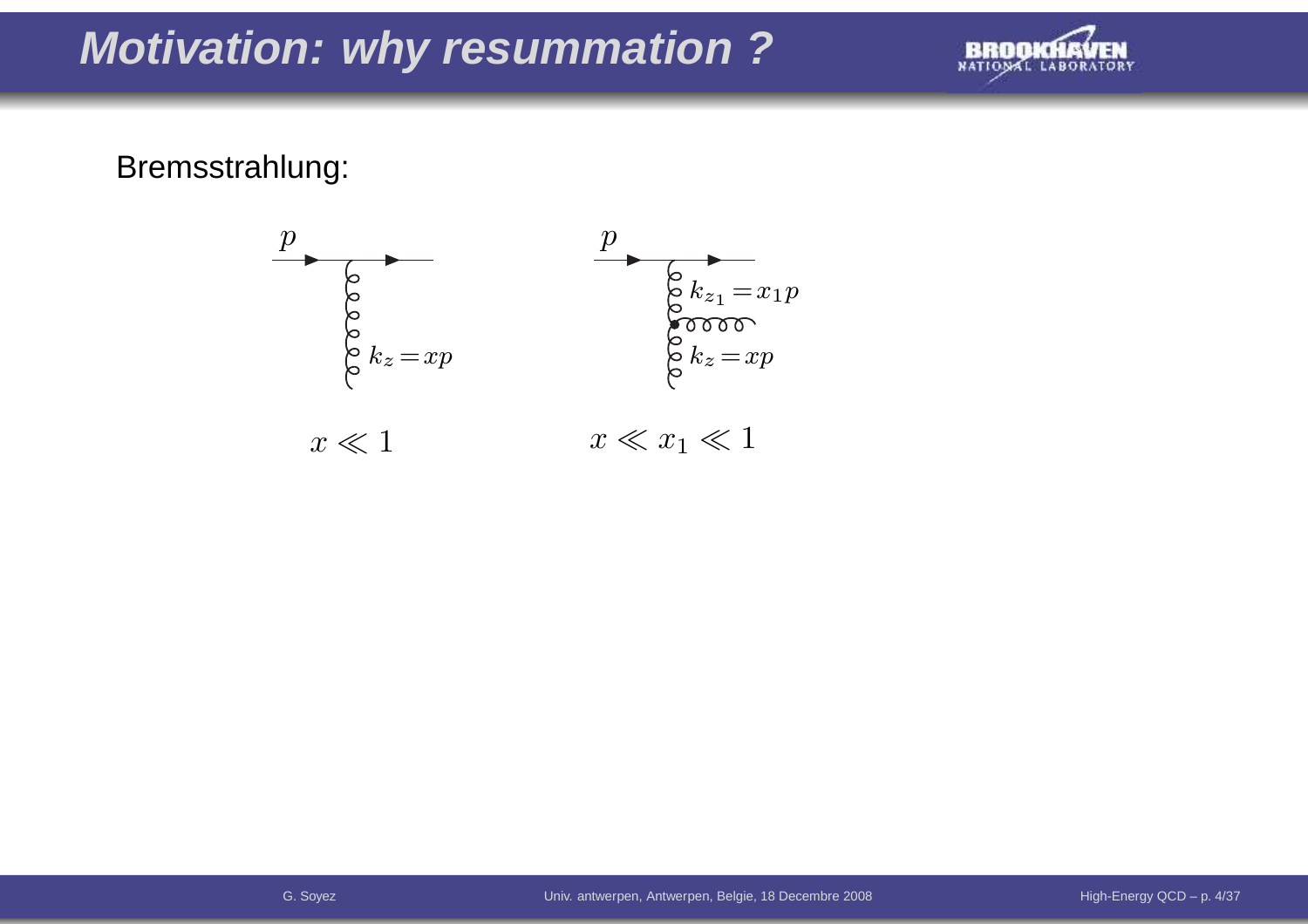# Motivation: why resummation ?

Bremsstrahlung:

$p$ &nbsp;&nbsp;&nbsp; $k_z = xp$

$x \ll 1$

$p$ &nbsp;&nbsp;&nbsp; $k_{z_1} = x_1 p$ &nbsp;&nbsp;&nbsp; $k_z = xp$

$x \ll x_1 \ll 1$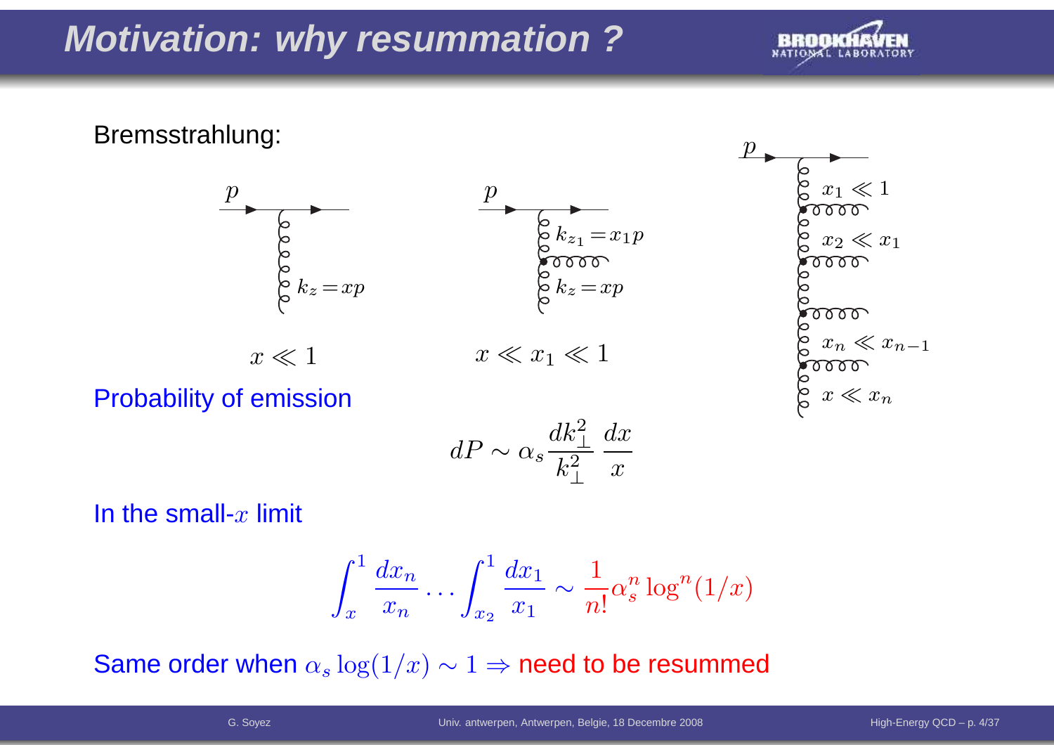# Motivation: why resummation ?

Bremsstrahlung:

$p$, $k_z = xp$ — $x \ll 1$

$p$, $k_{z_1} = x_1 p$, $k_z = xp$ — $x \ll x_1 \ll 1$

$p$, $x_1 \ll 1$, $x_2 \ll x_1$, $x_n \ll x_{n-1}$, $x \ll x_n$

Probability of emission

$$dP \sim \alpha_s \frac{dk_\perp^2}{k_\perp^2} \frac{dx}{x}$$

In the small-$x$ limit

$$\int_x^1 \frac{dx_n}{x_n} \dots \int_{x_2}^1 \frac{dx_1}{x_1} \sim \frac{1}{n!} \alpha_s^n \log^n(1/x)$$

Same order when $\alpha_s \log(1/x) \sim 1 \Rightarrow$ need to be resummed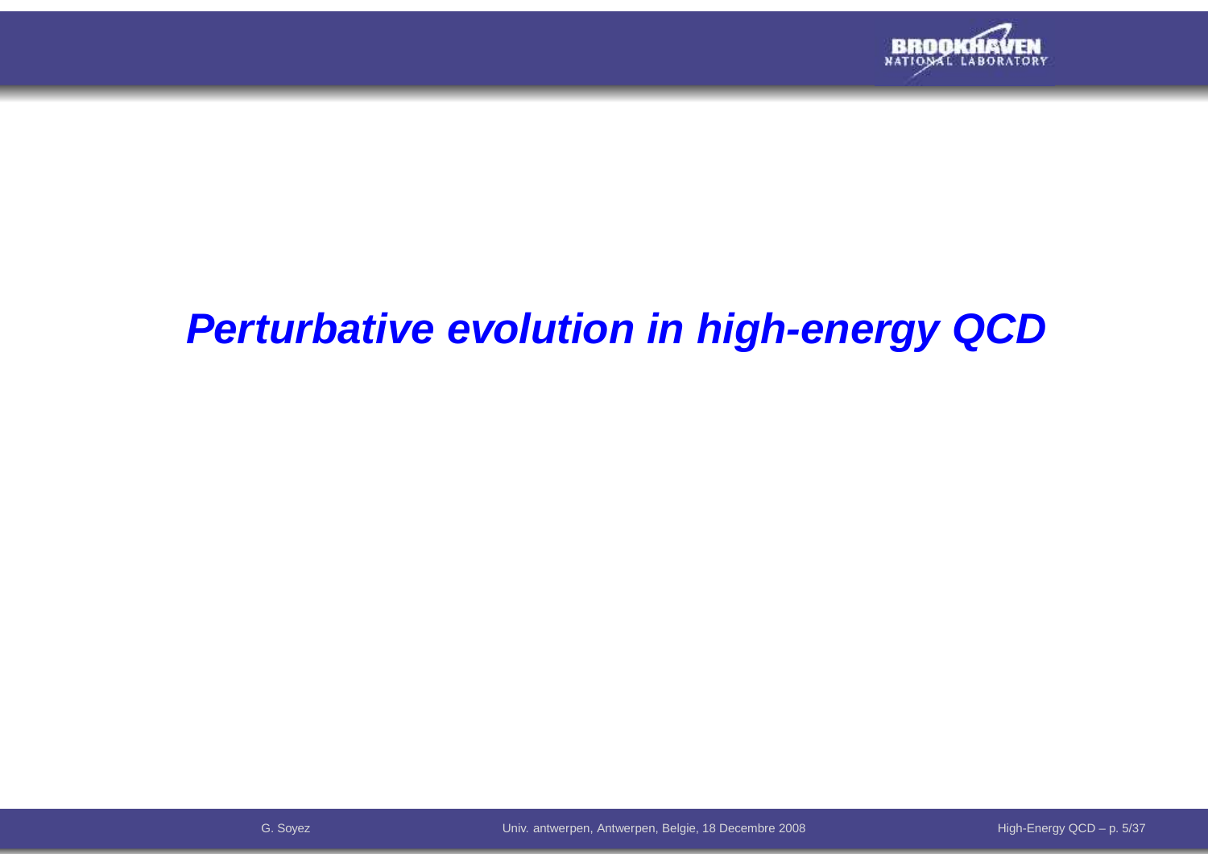# *Perturbative evolution in high-energy QCD*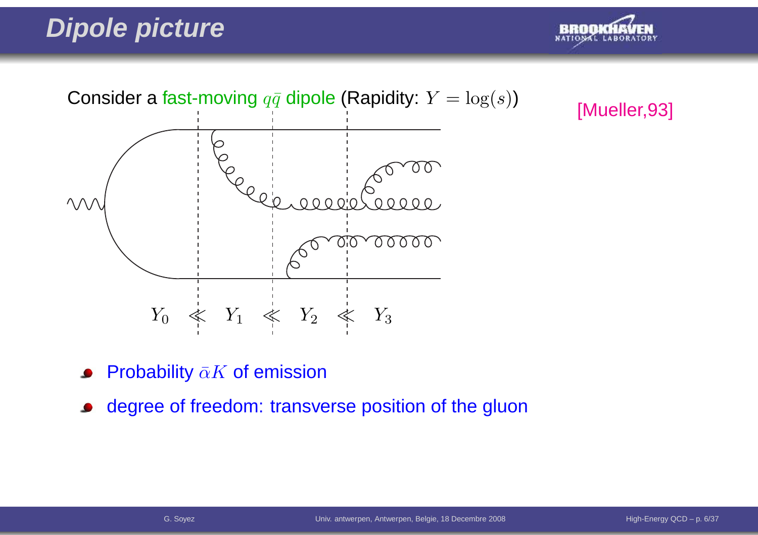# Dipole picture

Consider a fast-moving $q\bar{q}$ dipole (Rapidity: $Y = \log(s)$)

[Mueller,93]

$Y_0 \lll Y_1 \lll Y_2 \lll Y_3$

- Probability $\bar{\alpha}K$ of emission
- degree of freedom: transverse position of the gluon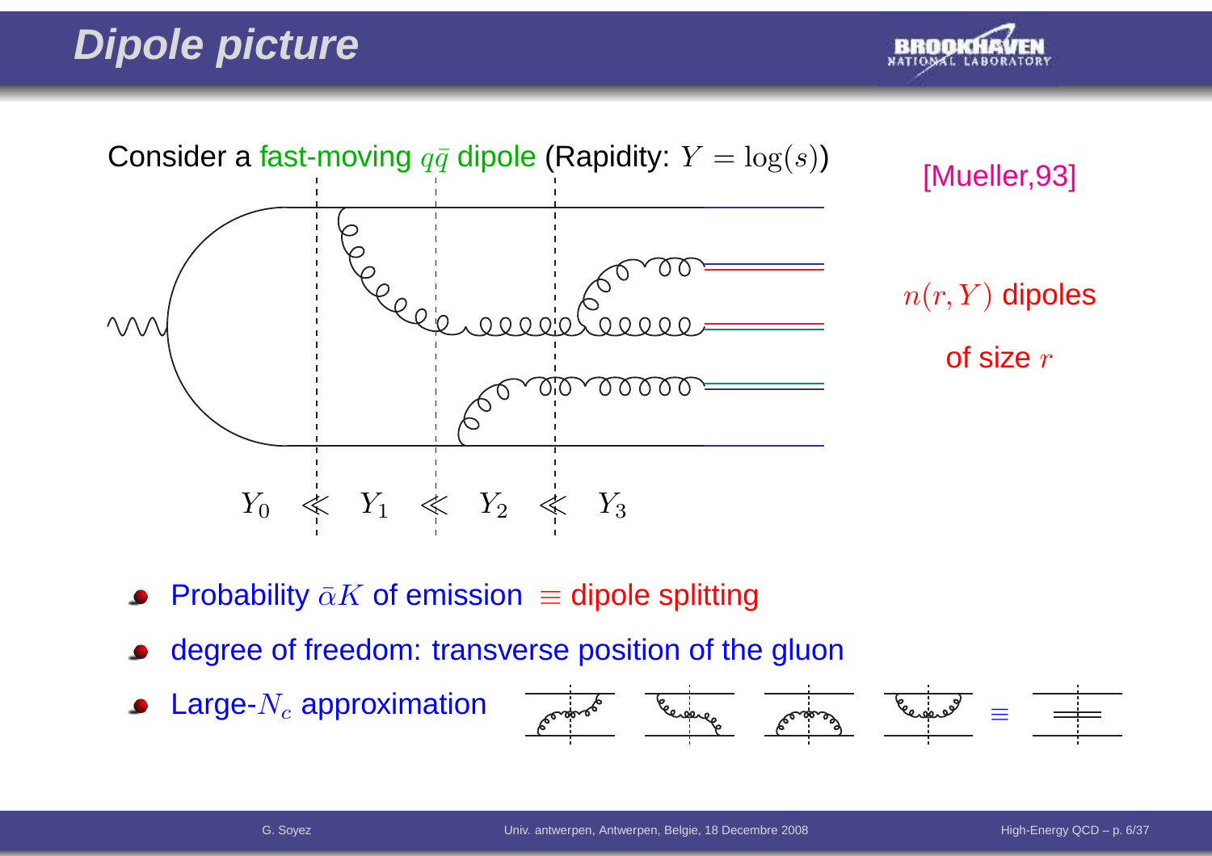# Dipole picture

Consider a fast-moving $q\bar{q}$ dipole (Rapidity: $Y = \log(s)$)

[Mueller,93]

$Y_0 \lll Y_1 \lll Y_2 \lll Y_3$

$n(r, Y)$ dipoles of size $r$

- Probability $\bar{\alpha}K$ of emission $\equiv$ dipole splitting
- degree of freedom: transverse position of the gluon
- Large-$N_c$ approximation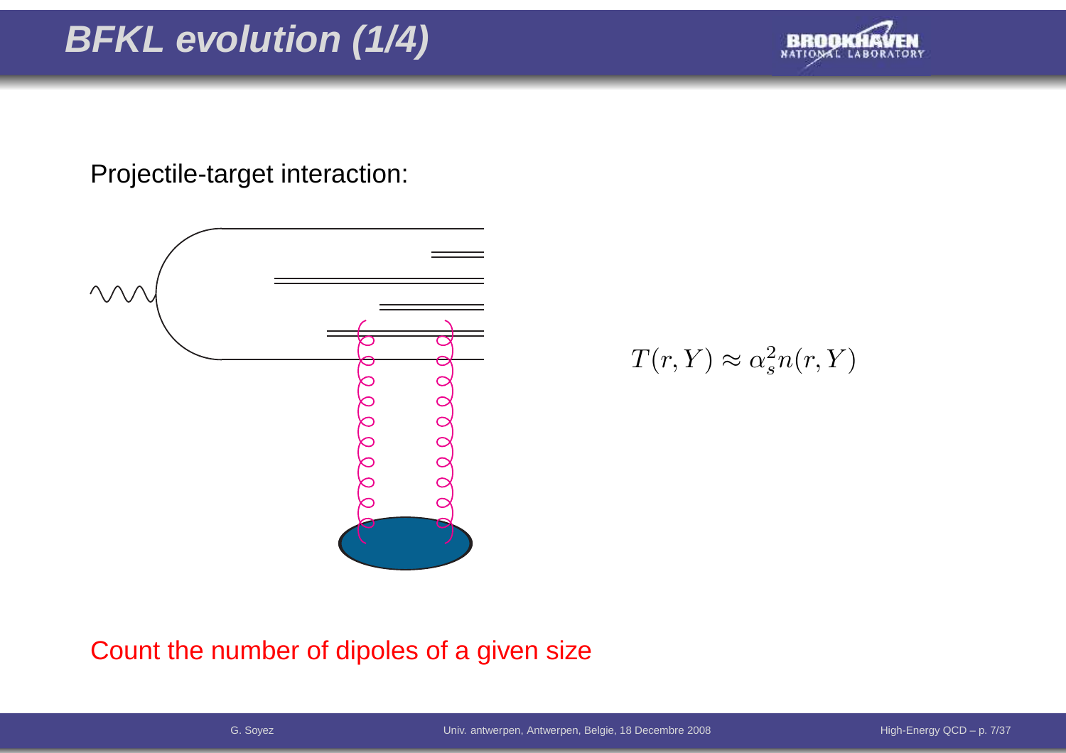# BFKL evolution (1/4)

Projectile-target interaction:

$$T(r, Y) \approx \alpha_s^2 n(r, Y)$$

Count the number of dipoles of a given size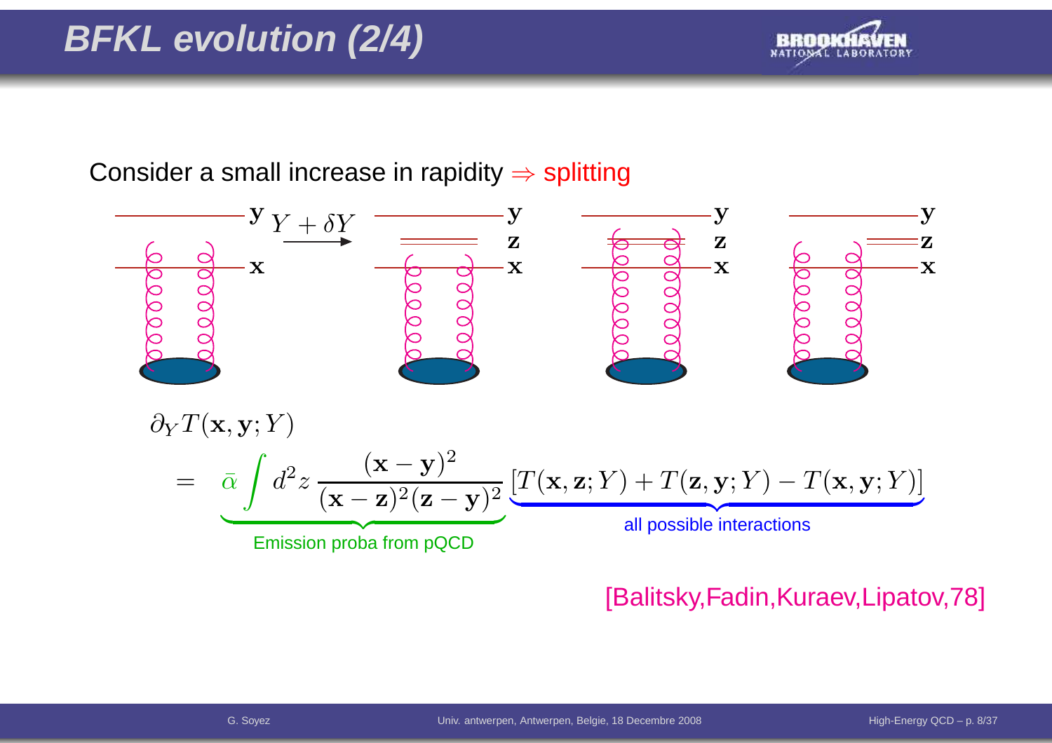# BFKL evolution (2/4)

Consider a small increase in rapidity $\Rightarrow$ splitting

$$\partial_Y T(\mathbf{x},\mathbf{y};Y) = \underbrace{\bar{\alpha} \int d^2z \, \frac{(\mathbf{x}-\mathbf{y})^2}{(\mathbf{x}-\mathbf{z})^2(\mathbf{z}-\mathbf{y})^2}}_{\text{Emission proba from pQCD}} \underbrace{\left[T(\mathbf{x},\mathbf{z};Y) + T(\mathbf{z},\mathbf{y};Y) - T(\mathbf{x},\mathbf{y};Y)\right]}_{\text{all possible interactions}}$$

[Balitsky,Fadin,Kuraev,Lipatov,78]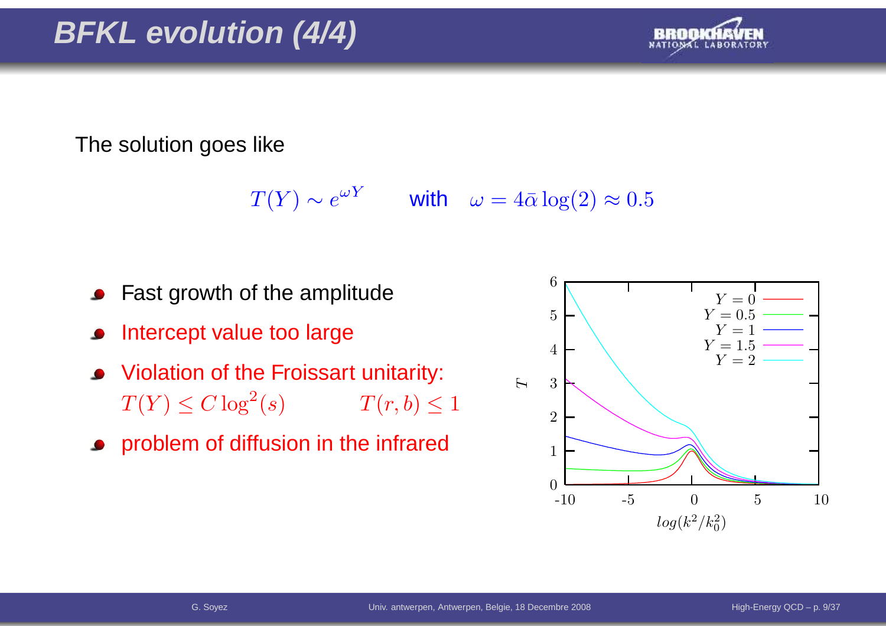# BFKL evolution (4/4)

The solution goes like

$$T(Y) \sim e^{\omega Y} \qquad \text{with} \quad \omega = 4\bar{\alpha}\log(2) \approx 0.5$$

- Fast growth of the amplitude
- Intercept value too large
- Violation of the Froissart unitarity:
  $T(Y) \le C \log^2(s) \qquad\qquad T(r,b) \le 1$
- problem of diffusion in the infrared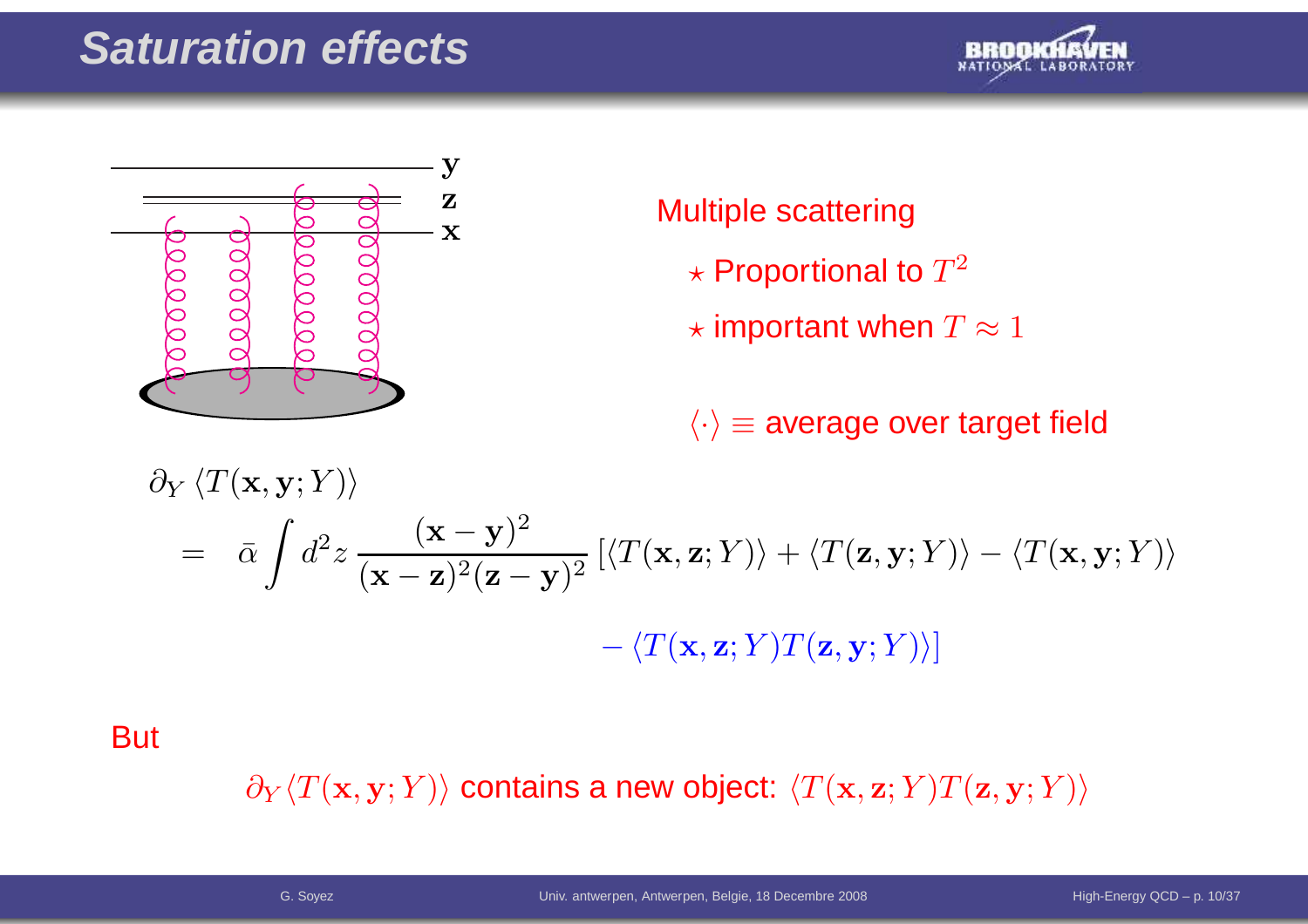# Saturation effects

Multiple scattering

- ⋆ Proportional to $T^2$
- ⋆ important when $T \approx 1$

$\langle \cdot \rangle \equiv$ average over target field

$$
\begin{aligned}
\partial_Y \langle T(\mathbf{x}, \mathbf{y}; Y) \rangle \\
= \quad \bar{\alpha} \int d^2 z \, \frac{(\mathbf{x}-\mathbf{y})^2}{(\mathbf{x}-\mathbf{z})^2 (\mathbf{z}-\mathbf{y})^2} \left[ \langle T(\mathbf{x}, \mathbf{z}; Y) \rangle + \langle T(\mathbf{z}, \mathbf{y}; Y) \rangle - \langle T(\mathbf{x}, \mathbf{y}; Y) \rangle \right. \\
\left. - \langle T(\mathbf{x}, \mathbf{z}; Y) T(\mathbf{z}, \mathbf{y}; Y) \rangle \right]
\end{aligned}
$$

But

$\partial_Y \langle T(\mathbf{x}, \mathbf{y}; Y) \rangle$ contains a new object: $\langle T(\mathbf{x}, \mathbf{z}; Y) T(\mathbf{z}, \mathbf{y}; Y) \rangle$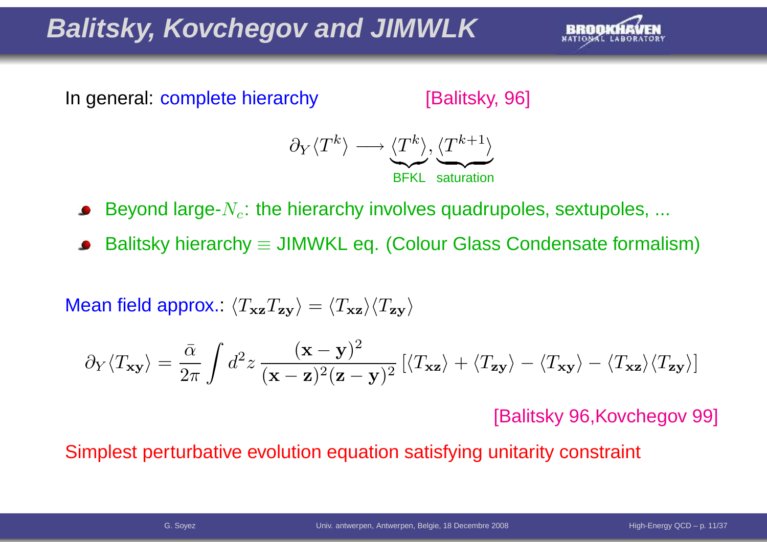# Balitsky, Kovchegov and JIMWLK

In general: complete hierarchy [Balitsky, 96]

$$\partial_Y \langle T^k \rangle \longrightarrow \underbrace{\langle T^k \rangle}_{\text{BFKL}}, \underbrace{\langle T^{k+1} \rangle}_{\text{saturation}}$$

- Beyond large-$N_c$: the hierarchy involves quadrupoles, sextupoles, ...
- Balitsky hierarchy $\equiv$ JIMWKL eq. (Colour Glass Condensate formalism)

Mean field approx.: $\langle T_{\mathbf{xz}} T_{\mathbf{zy}} \rangle = \langle T_{\mathbf{xz}} \rangle \langle T_{\mathbf{zy}} \rangle$

$$\partial_Y \langle T_{\mathbf{xy}} \rangle = \frac{\bar{\alpha}}{2\pi} \int d^2z \, \frac{(\mathbf{x}-\mathbf{y})^2}{(\mathbf{x}-\mathbf{z})^2(\mathbf{z}-\mathbf{y})^2} \left[ \langle T_{\mathbf{xz}} \rangle + \langle T_{\mathbf{zy}} \rangle - \langle T_{\mathbf{xy}} \rangle - \langle T_{\mathbf{xz}} \rangle \langle T_{\mathbf{zy}} \rangle \right]$$

[Balitsky 96,Kovchegov 99]

Simplest perturbative evolution equation satisfying unitarity constraint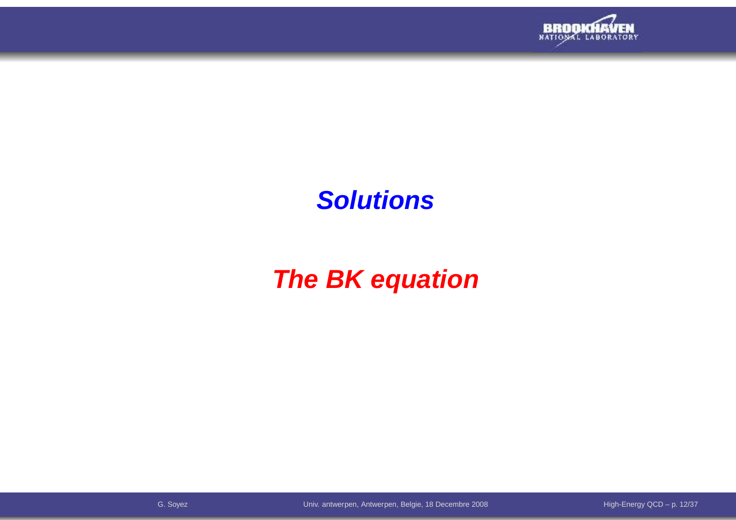# *Solutions*

# *The BK equation*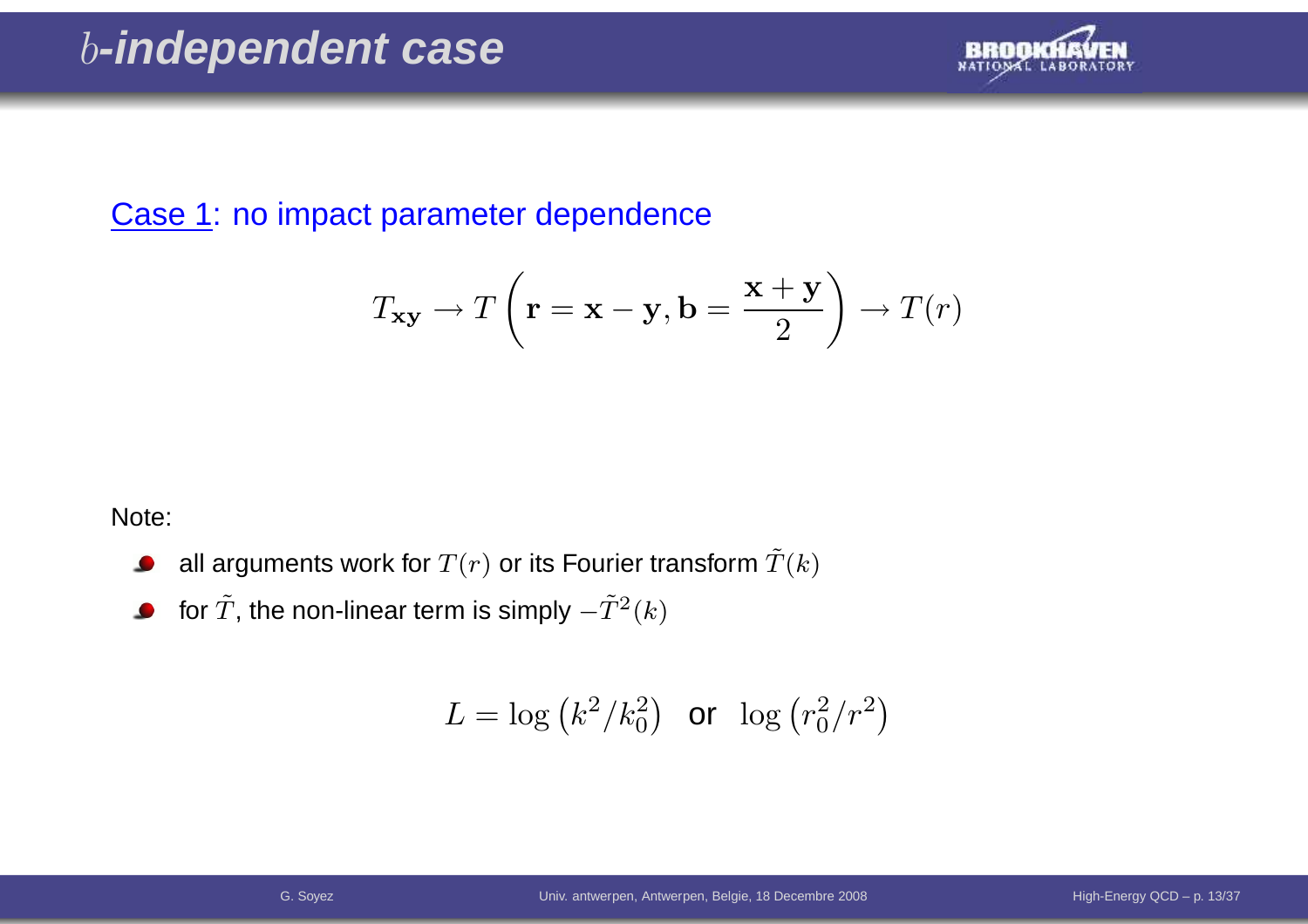# $b$-independent case

<u>Case 1</u>: no impact parameter dependence

$$T_{\mathbf{xy}} \to T\left(\mathbf{r} = \mathbf{x} - \mathbf{y}, \mathbf{b} = \frac{\mathbf{x} + \mathbf{y}}{2}\right) \to T(r)$$

Note:

- all arguments work for $T(r)$ or its Fourier transform $\tilde{T}(k)$
- for $\tilde{T}$, the non-linear term is simply $-\tilde{T}^2(k)$

$$L = \log\left(k^2/k_0^2\right) \quad \text{or} \quad \log\left(r_0^2/r^2\right)$$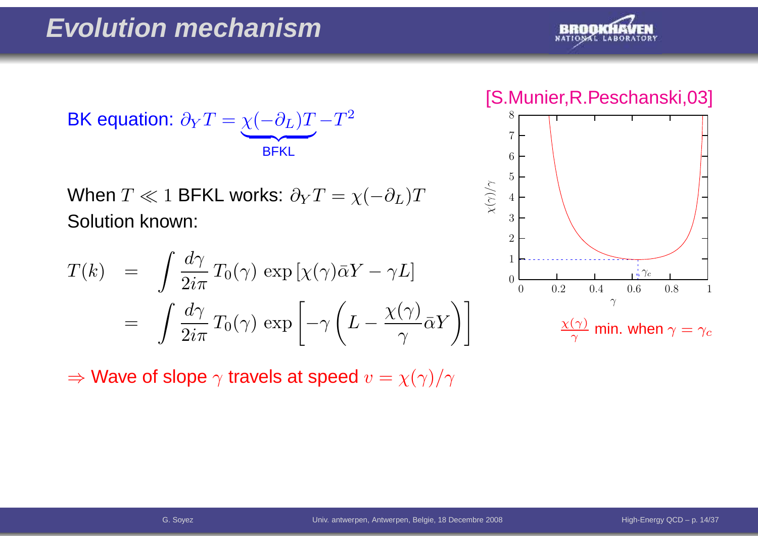# Evolution mechanism

BK equation: $\partial_Y T = \underbrace{\chi(-\partial_L)T}_{\text{BFKL}} - T^2$

When $T \ll 1$ BFKL works: $\partial_Y T = \chi(-\partial_L)T$
Solution known:

$$
\begin{aligned}
T(k) &= \int \frac{d\gamma}{2i\pi}\, T_0(\gamma)\, \exp\left[\chi(\gamma)\bar{\alpha}Y - \gamma L\right] \\
&= \int \frac{d\gamma}{2i\pi}\, T_0(\gamma)\, \exp\left[-\gamma\left(L - \frac{\chi(\gamma)}{\gamma}\bar{\alpha}Y\right)\right]
\end{aligned}
$$

$\Rightarrow$ Wave of slope $\gamma$ travels at speed $v = \chi(\gamma)/\gamma$

[S.Munier,R.Peschanski,03]

$\frac{\chi(\gamma)}{\gamma}$ min. when $\gamma = \gamma_c$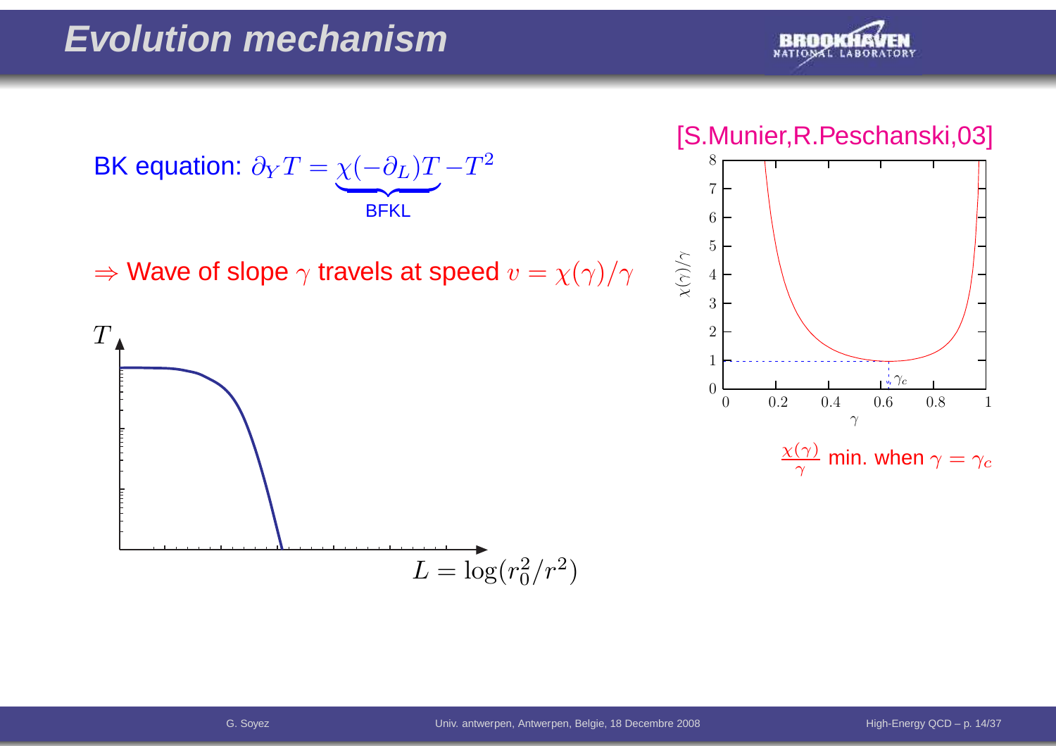# Evolution mechanism

BK equation: $\partial_Y T = \underbrace{\chi(-\partial_L)T}_{\text{BFKL}} - T^2$

$\Rightarrow$ Wave of slope $\gamma$ travels at speed $v = \chi(\gamma)/\gamma$

[S.Munier,R.Peschanski,03]

$\frac{\chi(\gamma)}{\gamma}$ min. when $\gamma = \gamma_c$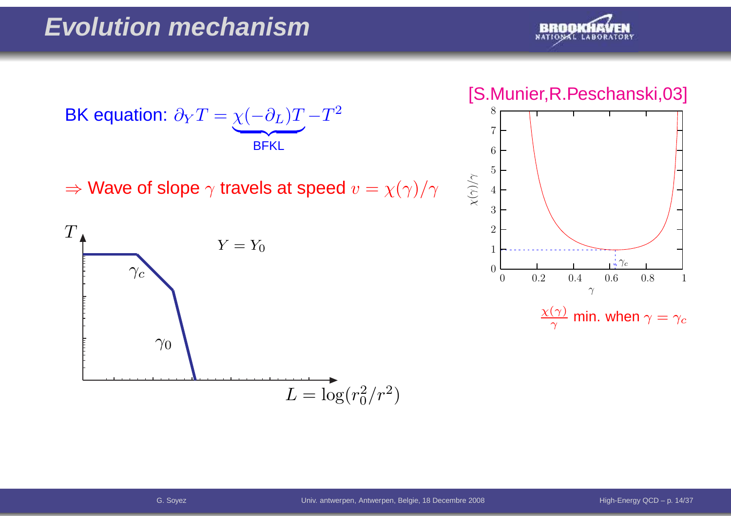# Evolution mechanism

BK equation: $\partial_Y T = \underbrace{\chi(-\partial_L)T}_{\text{BFKL}} - T^2$

$\Rightarrow$ Wave of slope $\gamma$ travels at speed $v = \chi(\gamma)/\gamma$

[S.Munier,R.Peschanski,03]

$\frac{\chi(\gamma)}{\gamma}$ min. when $\gamma = \gamma_c$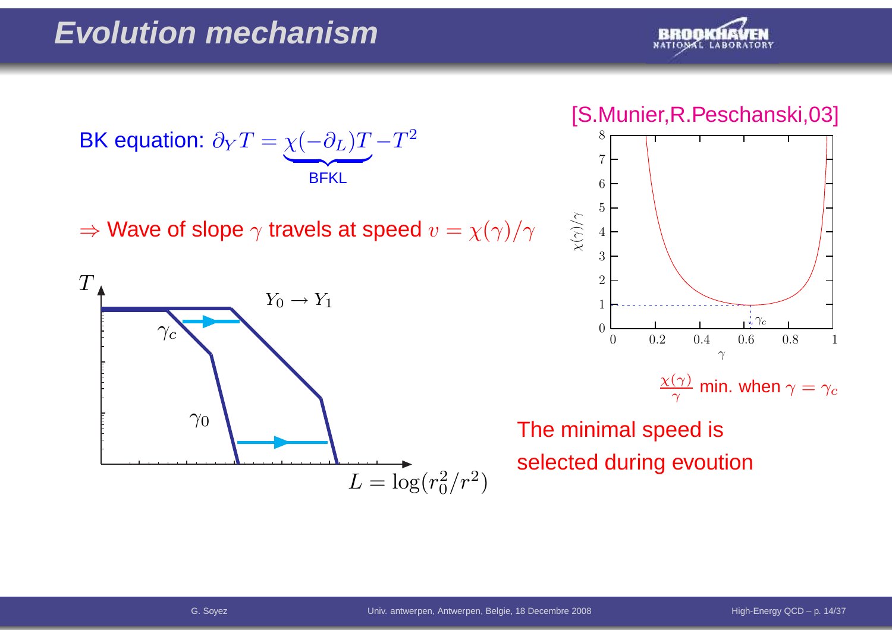# Evolution mechanism

BK equation: $\partial_Y T = \underbrace{\chi(-\partial_L)T}_{\text{BFKL}} - T^2$

$\Rightarrow$ Wave of slope $\gamma$ travels at speed $v = \chi(\gamma)/\gamma$

[S.Munier,R.Peschanski,03]

$\frac{\chi(\gamma)}{\gamma}$ min. when $\gamma = \gamma_c$

The minimal speed is selected during evoution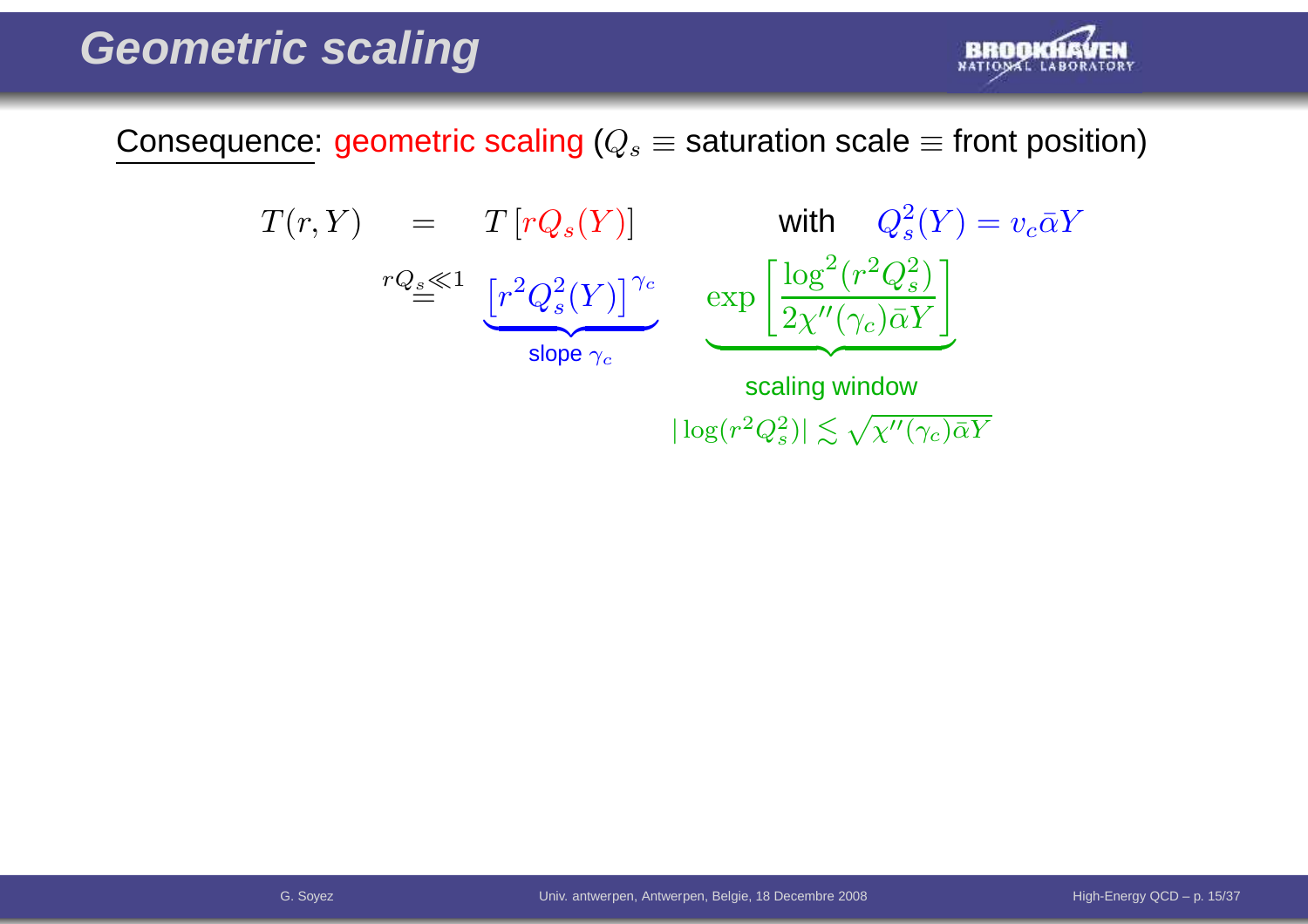# Geometric scaling

Consequence: geometric scaling ($Q_s \equiv$ saturation scale $\equiv$ front position)

$$T(r,Y) \quad = \quad T\left[rQ_s(Y)\right] \qquad \text{with} \quad Q_s^2(Y) = v_c \bar{\alpha} Y$$

$$\stackrel{rQ_s \ll 1}{=} \quad \underbrace{\left[r^2 Q_s^2(Y)\right]^{\gamma_c}}_{\text{slope } \gamma_c} \quad \underbrace{\exp\left[\frac{\log^2(r^2 Q_s^2)}{2\chi''(\gamma_c)\bar{\alpha}Y}\right]}_{\text{scaling window}}$$

scaling window: $|\log(r^2 Q_s^2)| \lesssim \sqrt{\chi''(\gamma_c)\bar{\alpha}Y}$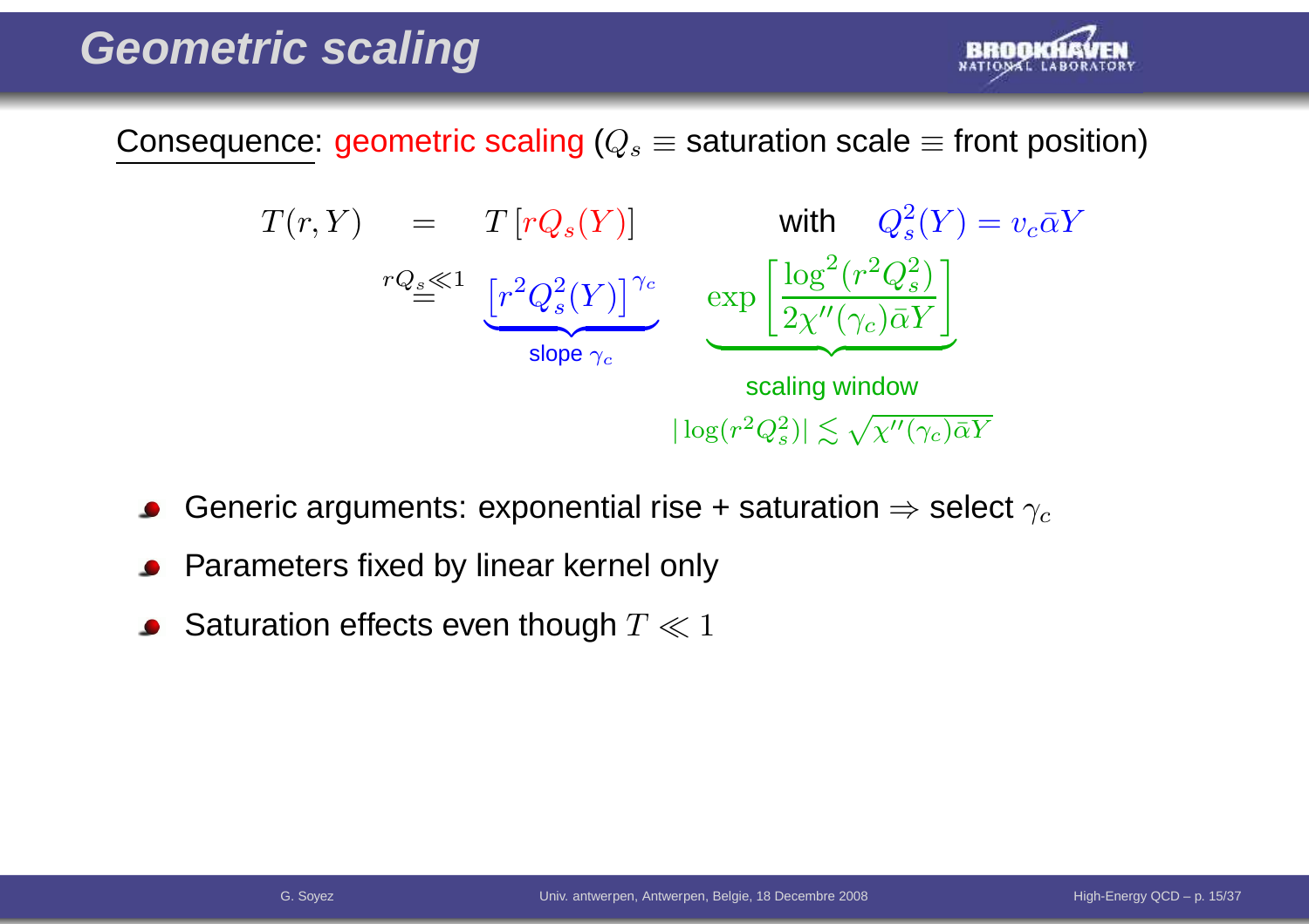# Geometric scaling

Consequence: geometric scaling ($Q_s \equiv$ saturation scale $\equiv$ front position)

$$T(r,Y) = T\left[rQ_s(Y)\right] \qquad \text{with} \quad Q_s^2(Y) = v_c \bar{\alpha} Y$$

$$\overset{rQ_s \ll 1}{=} \underbrace{\left[r^2 Q_s^2(Y)\right]^{\gamma_c}}_{\text{slope } \gamma_c} \quad \underbrace{\exp\left[\frac{\log^2(r^2 Q_s^2)}{2\chi''(\gamma_c)\bar{\alpha}Y}\right]}_{\text{scaling window}}$$

scaling window $|\log(r^2 Q_s^2)| \lesssim \sqrt{\chi''(\gamma_c)\bar{\alpha}Y}$

- Generic arguments: exponential rise + saturation $\Rightarrow$ select $\gamma_c$
- Parameters fixed by linear kernel only
- Saturation effects even though $T \ll 1$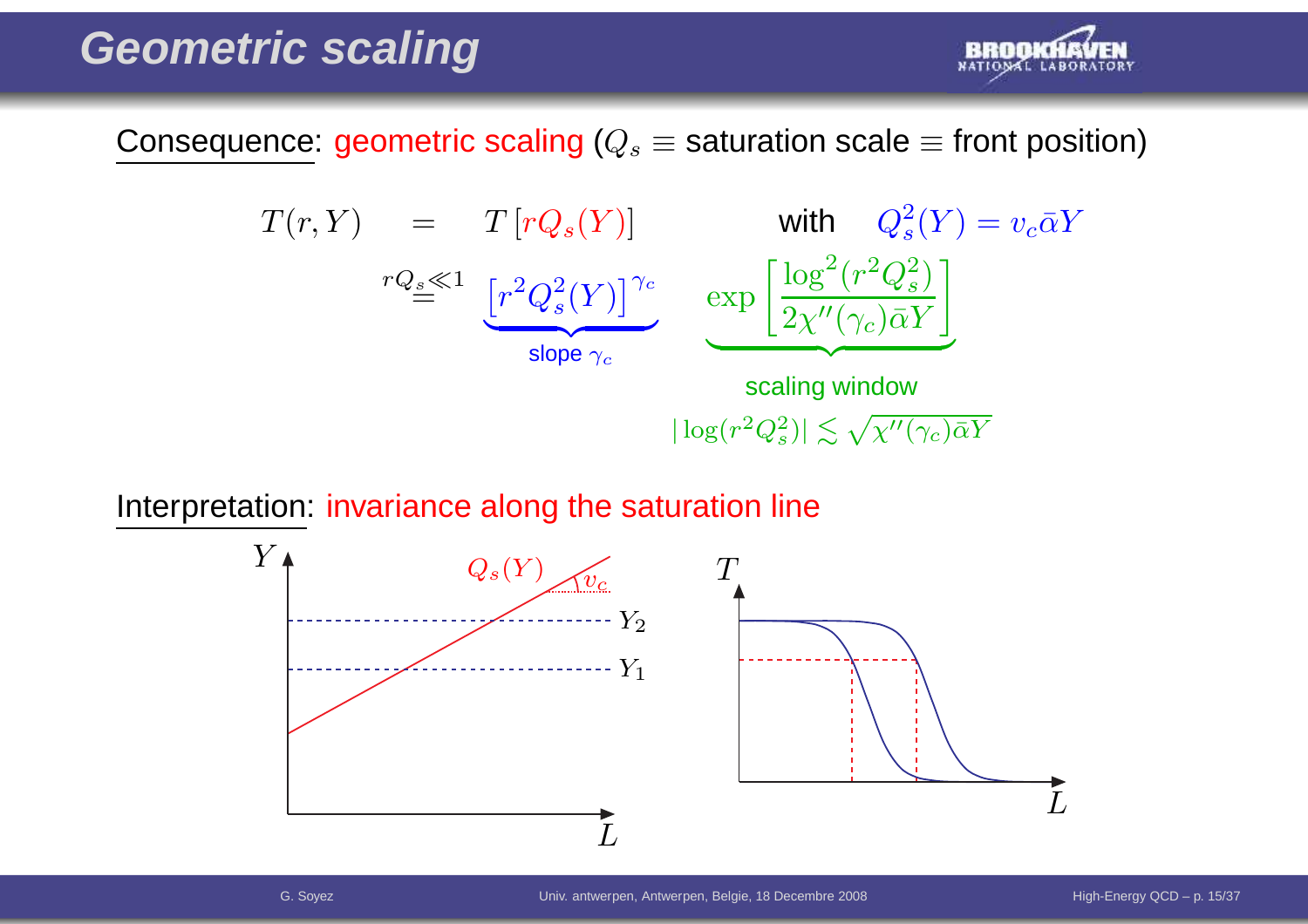# Geometric scaling

Consequence: geometric scaling ($Q_s \equiv$ saturation scale $\equiv$ front position)

$$T(r,Y) = T\left[rQ_s(Y)\right] \qquad \text{with} \qquad Q_s^2(Y) = v_c\bar{\alpha}Y$$

$$\stackrel{rQ_s \ll 1}{=} \underbrace{\left[r^2 Q_s^2(Y)\right]^{\gamma_c}}_{\text{slope } \gamma_c} \quad \underbrace{\exp\left[\frac{\log^2(r^2Q_s^2)}{2\chi''(\gamma_c)\bar{\alpha}Y}\right]}_{\text{scaling window}}$$

scaling window: $|\log(r^2Q_s^2)| \lesssim \sqrt{\chi''(\gamma_c)\bar{\alpha}Y}$

Interpretation: invariance along the saturation line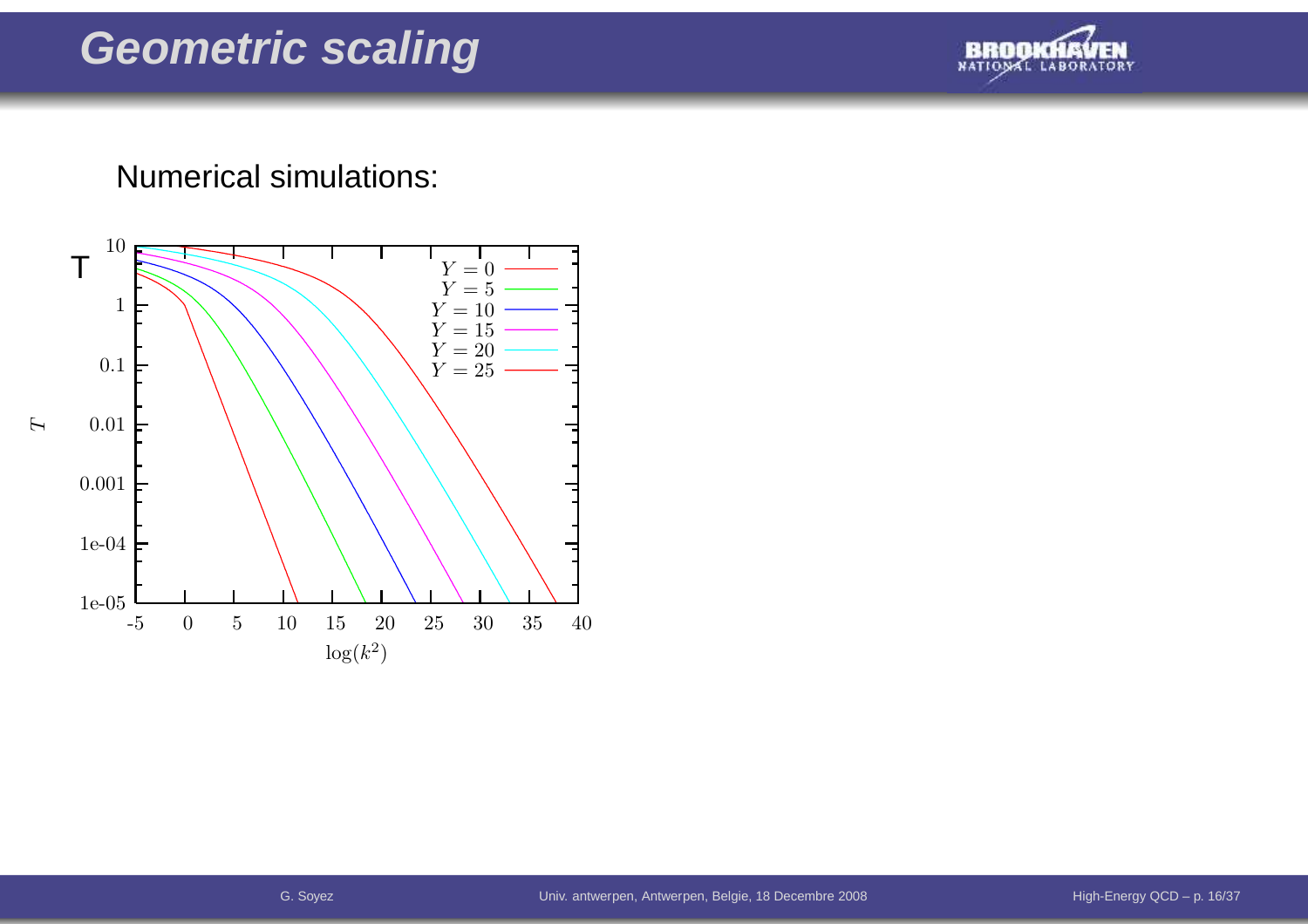# Geometric scaling

Numerical simulations: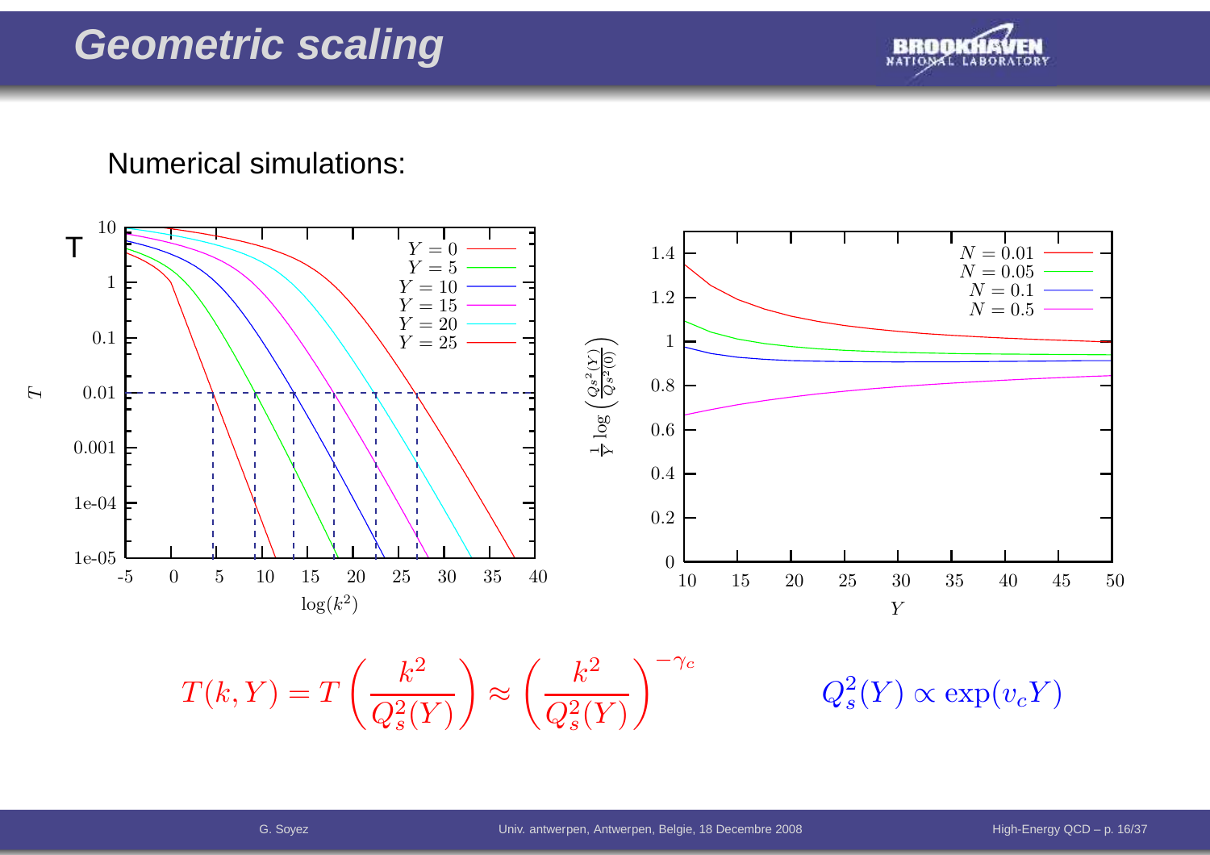# Geometric scaling

Numerical simulations:

$$T(k,Y) = T\left(\frac{k^2}{Q_s^2(Y)}\right) \approx \left(\frac{k^2}{Q_s^2(Y)}\right)^{-\gamma_c} \qquad Q_s^2(Y) \propto \exp(v_c Y)$$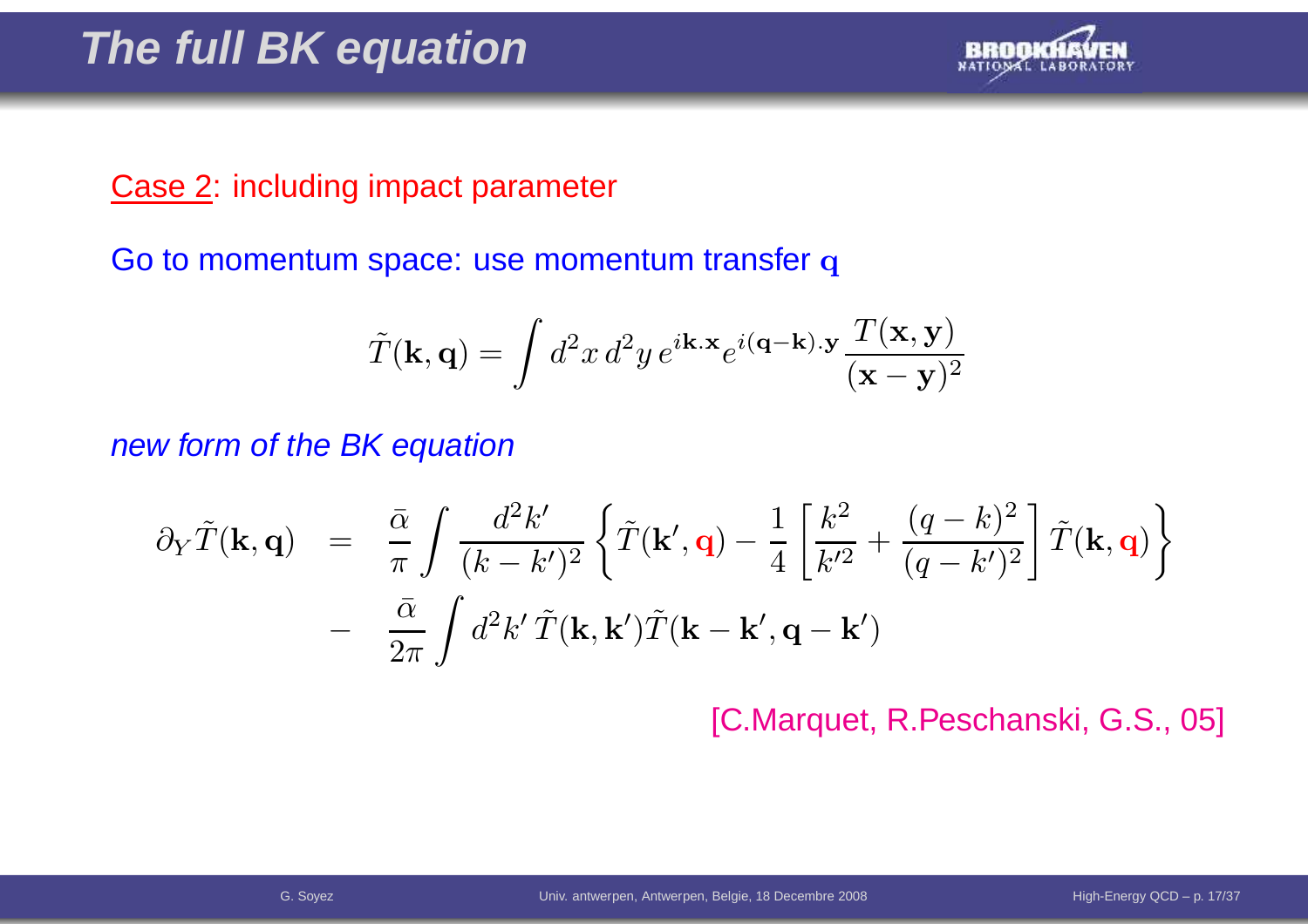# The full BK equation

Case 2: including impact parameter

Go to momentum space: use momentum transfer $\mathbf{q}$

$$\tilde{T}(\mathbf{k}, \mathbf{q}) = \int d^2x\, d^2y\, e^{i\mathbf{k}.\mathbf{x}} e^{i(\mathbf{q}-\mathbf{k}).\mathbf{y}} \frac{T(\mathbf{x}, \mathbf{y})}{(\mathbf{x}-\mathbf{y})^2}$$

*new form of the BK equation*

$$\begin{aligned}
\partial_Y \tilde{T}(\mathbf{k}, \mathbf{q}) &= \frac{\bar{\alpha}}{\pi} \int \frac{d^2k'}{(k-k')^2} \left\{ \tilde{T}(\mathbf{k}', \mathbf{q}) - \frac{1}{4} \left[ \frac{k^2}{k'^2} + \frac{(q-k)^2}{(q-k')^2} \right] \tilde{T}(\mathbf{k}, \mathbf{q}) \right\} \\
&- \frac{\bar{\alpha}}{2\pi} \int d^2k'\, \tilde{T}(\mathbf{k}, \mathbf{k}') \tilde{T}(\mathbf{k}-\mathbf{k}', \mathbf{q}-\mathbf{k}')
\end{aligned}$$

[C.Marquet, R.Peschanski, G.S., 05]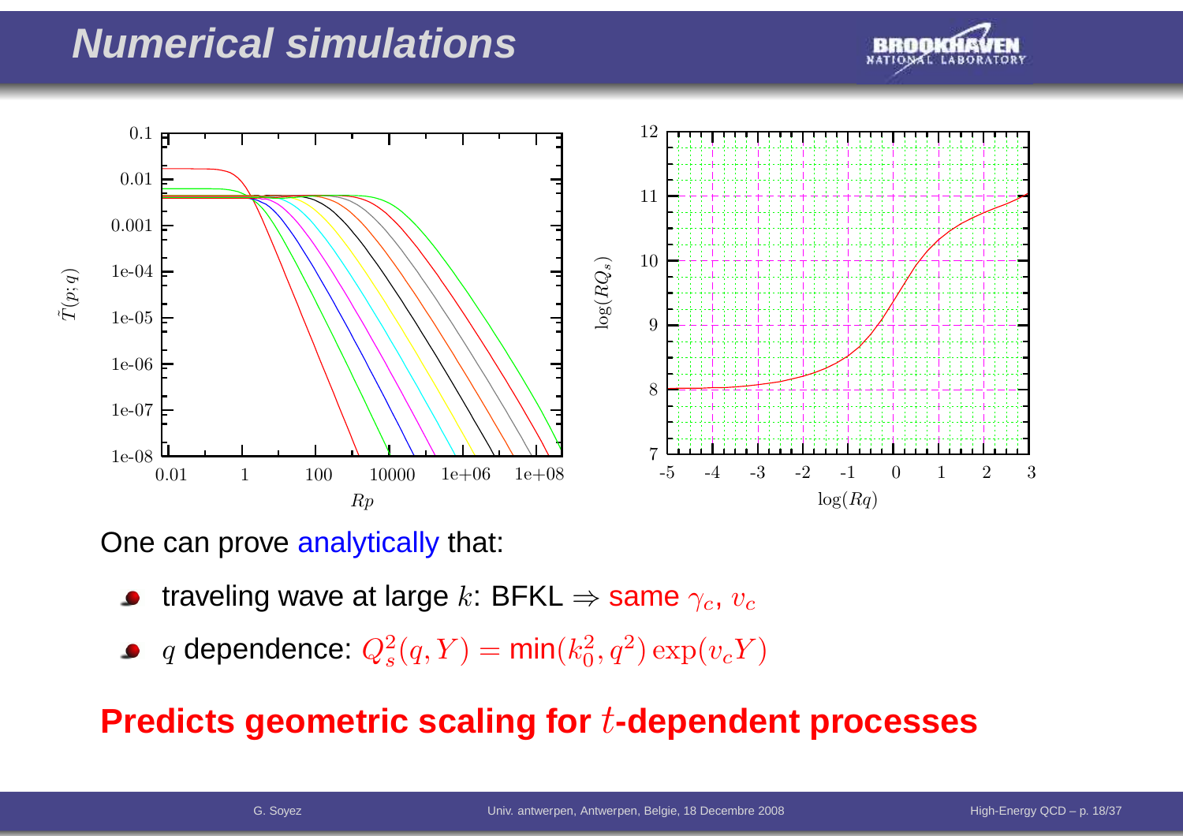# Numerical simulations

One can prove analytically that:

- traveling wave at large $k$: BFKL $\Rightarrow$ same $\gamma_c$, $v_c$
- $q$ dependence: $Q_s^2(q,Y) = \min(k_0^2, q^2)\exp(v_c Y)$

**Predicts geometric scaling for $t$-dependent processes**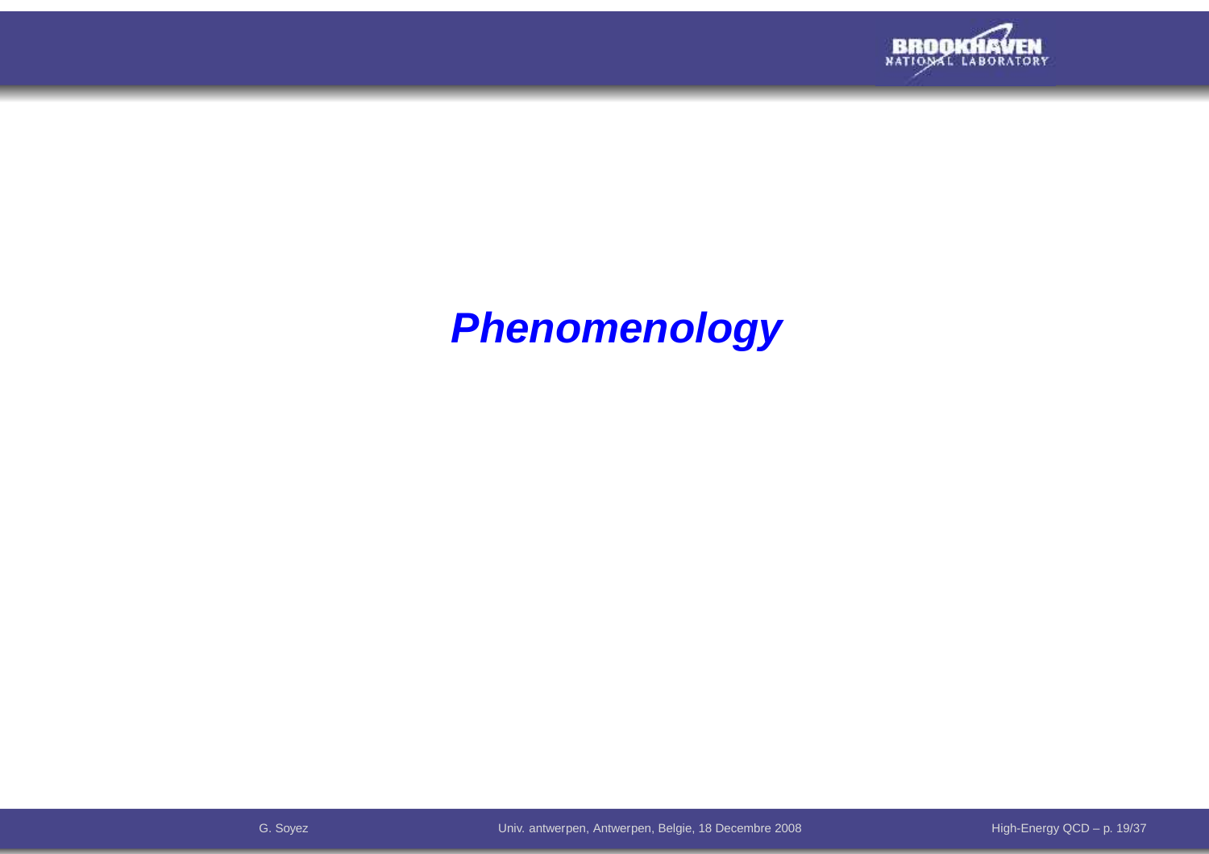# ***Phenomenology***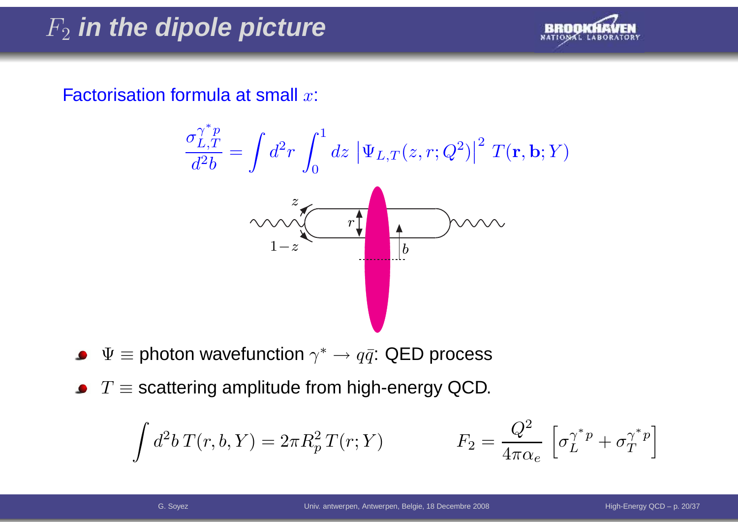# $F_2$ *in the dipole picture*

Factorisation formula at small $x$:

$$\frac{\sigma_{L,T}^{\gamma^* p}}{d^2 b} = \int d^2 r \int_0^1 dz \, \left|\Psi_{L,T}(z, r; Q^2)\right|^2 \, T(\mathbf{r}, \mathbf{b}; Y)$$

- $\Psi \equiv$ photon wavefunction $\gamma^* \to q\bar{q}$: QED process
- $T \equiv$ scattering amplitude from high-energy QCD.

$$\int d^2 b \, T(r, b, Y) = 2\pi R_p^2 \, T(r; Y) \qquad\qquad F_2 = \frac{Q^2}{4\pi\alpha_e} \left[\sigma_L^{\gamma^* p} + \sigma_T^{\gamma^* p}\right]$$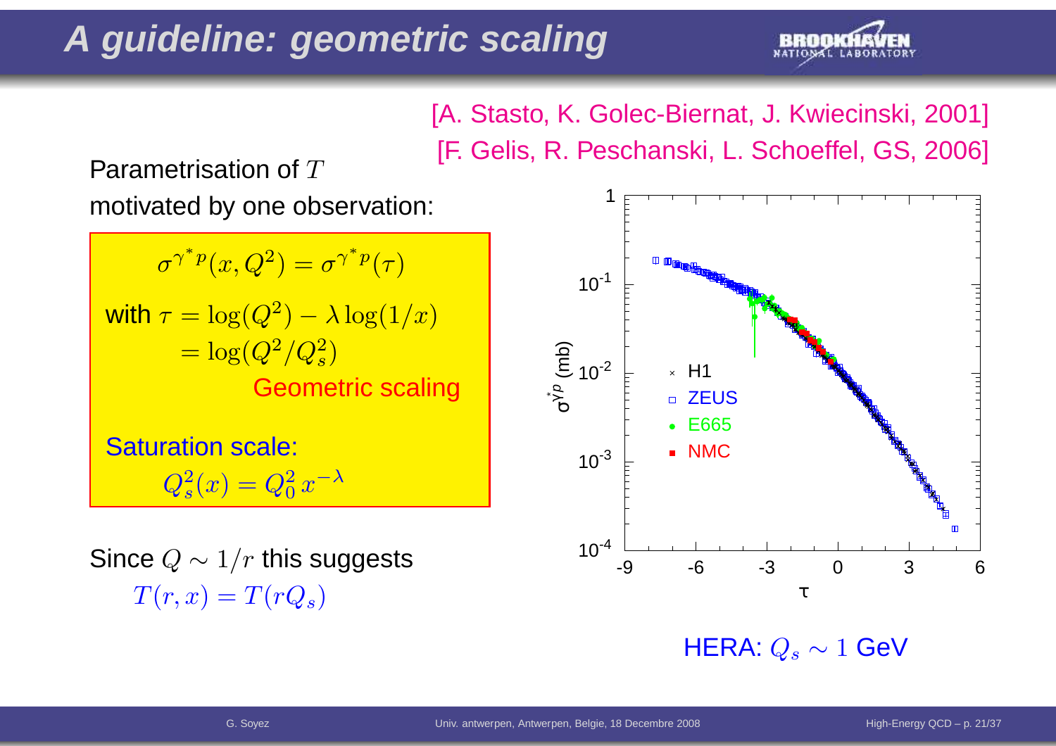# A guideline: geometric scaling

[A. Stasto, K. Golec-Biernat, J. Kwiecinski, 2001]
[F. Gelis, R. Peschanski, L. Schoeffel, GS, 2006]

Parametrisation of $T$ motivated by one observation:

$$\sigma^{\gamma^* p}(x, Q^2) = \sigma^{\gamma^* p}(\tau)$$

with $\tau = \log(Q^2) - \lambda \log(1/x)$
$\quad = \log(Q^2/Q_s^2)$

Geometric scaling

Saturation scale:

$$Q_s^2(x) = Q_0^2\, x^{-\lambda}$$

Since $Q \sim 1/r$ this suggests

$$T(r, x) = T(rQ_s)$$

HERA: $Q_s \sim 1$ GeV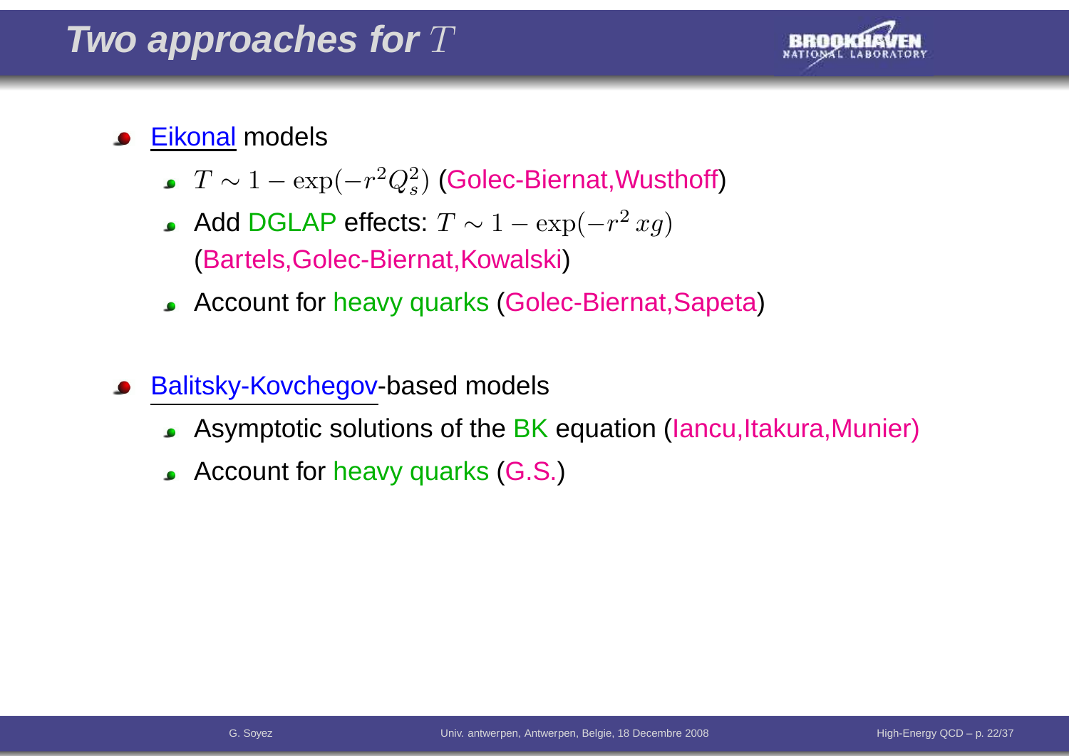# Two approaches for $T$

- Eikonal models
  - $T \sim 1 - \exp(-r^2 Q_s^2)$ (Golec-Biernat,Wusthoff)
  - Add DGLAP effects: $T \sim 1 - \exp(-r^2\, xg)$ (Bartels,Golec-Biernat,Kowalski)
  - Account for heavy quarks (Golec-Biernat,Sapeta)
- Balitsky-Kovchegov-based models
  - Asymptotic solutions of the BK equation (Iancu,Itakura,Munier)
  - Account for heavy quarks (G.S.)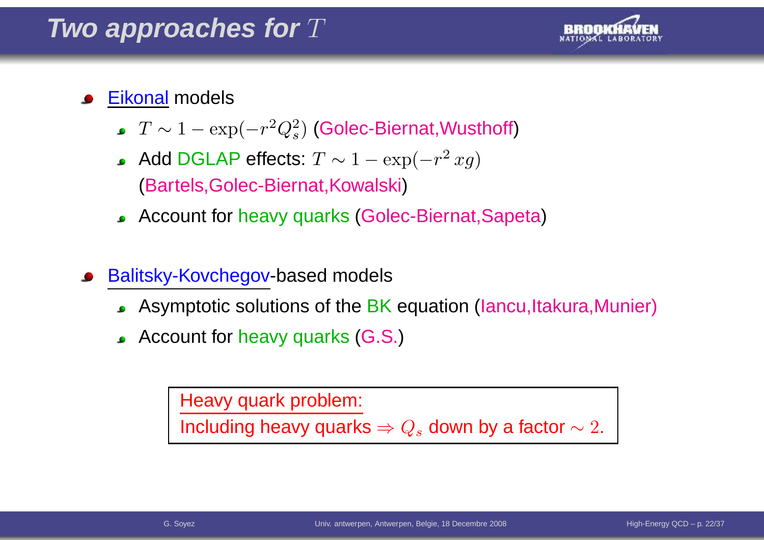# Two approaches for $T$

- Eikonal models
  - $T \sim 1 - \exp(-r^2 Q_s^2)$ (Golec-Biernat,Wusthoff)
  - Add DGLAP effects: $T \sim 1 - \exp(-r^2\, xg)$ (Bartels,Golec-Biernat,Kowalski)
  - Account for heavy quarks (Golec-Biernat,Sapeta)
- Balitsky-Kovchegov-based models
  - Asymptotic solutions of the BK equation (Iancu,Itakura,Munier)
  - Account for heavy quarks (G.S.)

> Heavy quark problem:
> Including heavy quarks $\Rightarrow Q_s$ down by a factor $\sim 2$.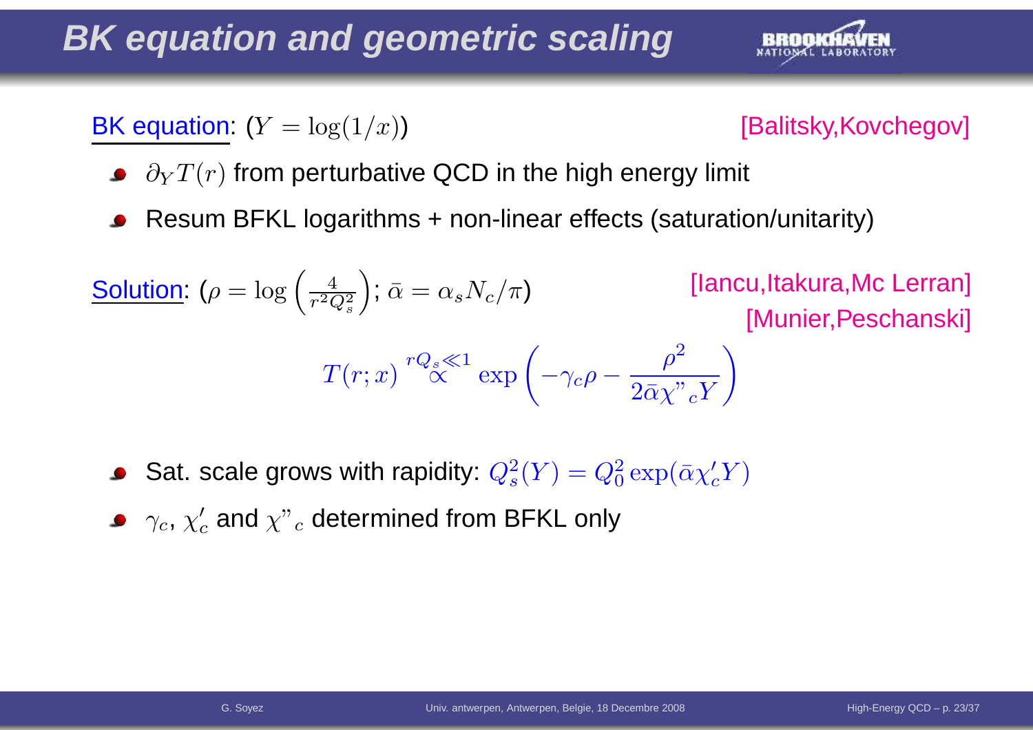# BK equation and geometric scaling

BK equation: ($Y = \log(1/x)$) [Balitsky,Kovchegov]

- $\partial_Y T(r)$ from perturbative QCD in the high energy limit
- Resum BFKL logarithms + non-linear effects (saturation/unitarity)

Solution: ($\rho = \log\left(\frac{4}{r^2 Q_s^2}\right)$; $\bar{\alpha} = \alpha_s N_c/\pi$) [Iancu,Itakura,Mc Lerran] [Munier,Peschanski]

$$T(r;x) \overset{rQ_s \ll 1}{\propto} \exp\left(-\gamma_c \rho - \frac{\rho^2}{2\bar{\alpha}\chi''_c Y}\right)$$

- Sat. scale grows with rapidity: $Q_s^2(Y) = Q_0^2 \exp(\bar{\alpha}\chi'_c Y)$
- $\gamma_c$, $\chi'_c$ and $\chi''_c$ determined from BFKL only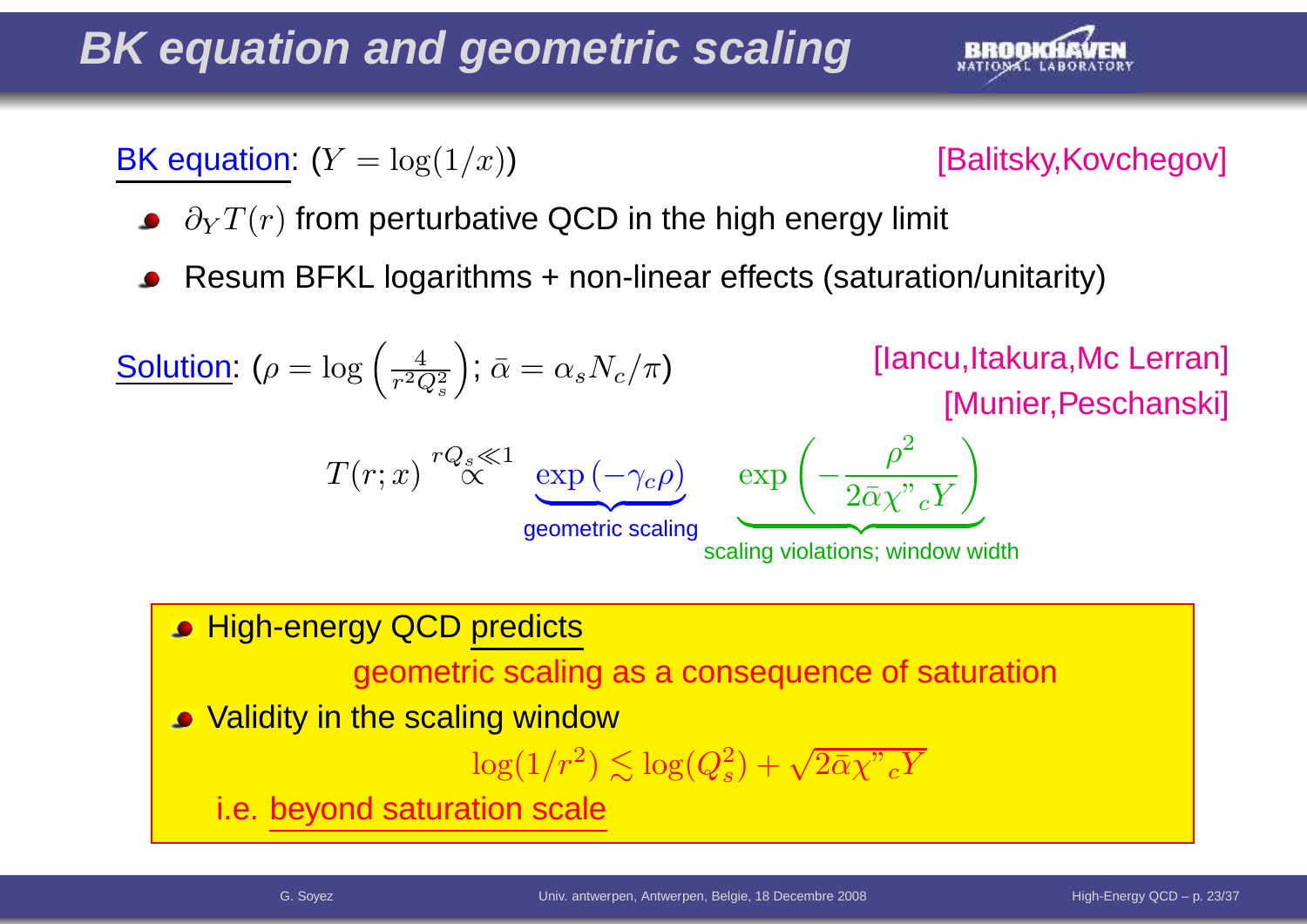# BK equation and geometric scaling

BK equation: ($Y = \log(1/x)$) [Balitsky,Kovchegov]

- $\partial_Y T(r)$ from perturbative QCD in the high energy limit
- Resum BFKL logarithms + non-linear effects (saturation/unitarity)

Solution: ($\rho = \log\left(\frac{4}{r^2 Q_s^2}\right)$; $\bar{\alpha} = \alpha_s N_c/\pi$) [Iancu,Itakura,Mc Lerran] [Munier,Peschanski]

$$T(r;x) \overset{rQ_s \ll 1}{\propto} \underbrace{\exp\left(-\gamma_c \rho\right)}_{\text{geometric scaling}} \quad \underbrace{\exp\left(-\frac{\rho^2}{2\bar{\alpha}\chi''_c Y}\right)}_{\text{scaling violations; window width}}$$

- High-energy QCD predicts

  geometric scaling as a consequence of saturation

- Validity in the scaling window

$$\log(1/r^2) \lesssim \log(Q_s^2) + \sqrt{2\bar{\alpha}\chi''_c Y}$$

i.e. beyond saturation scale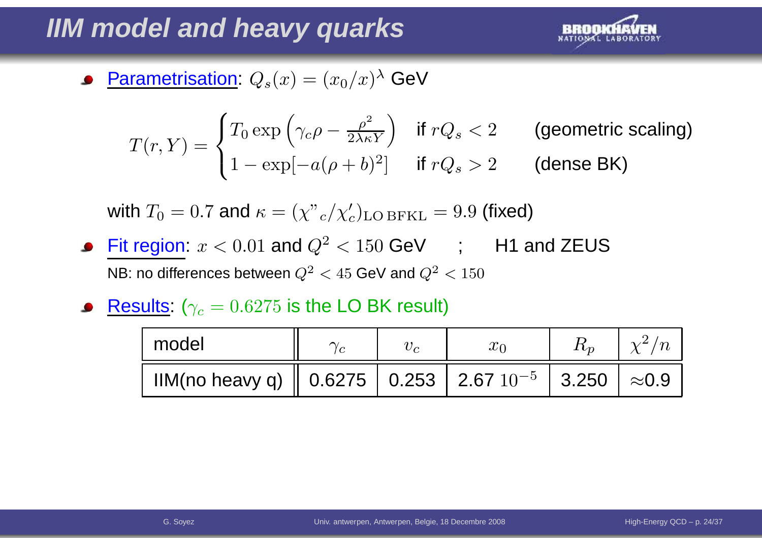# IIM model and heavy quarks

- Parametrisation: $Q_s(x) = (x_0/x)^\lambda$ GeV

$$T(r,Y) = \begin{cases} T_0 \exp\left(\gamma_c \rho - \frac{\rho^2}{2\lambda\kappa Y}\right) & \text{if } rQ_s < 2 \qquad \text{(geometric scaling)} \\ 1 - \exp[-a(\rho+b)^2] & \text{if } rQ_s > 2 \qquad \text{(dense BK)} \end{cases}$$

  with $T_0 = 0.7$ and $\kappa = (\chi"_c/\chi'_c)_{\text{LO BFKL}} = 9.9$ (fixed)

- Fit region: $x < 0.01$ and $Q^2 < 150$ GeV ; H1 and ZEUS
  NB: no differences between $Q^2 < 45$ GeV and $Q^2 < 150$

- Results: ($\gamma_c = 0.6275$ is the LO BK result)

| model | $\gamma_c$ | $v_c$ | $x_0$ | $R_p$ | $\chi^2/n$ |
|---|---|---|---|---|---|
| IIM(no heavy q) | 0.6275 | 0.253 | 2.67 $10^{-5}$ | 3.250 | $\approx$0.9 |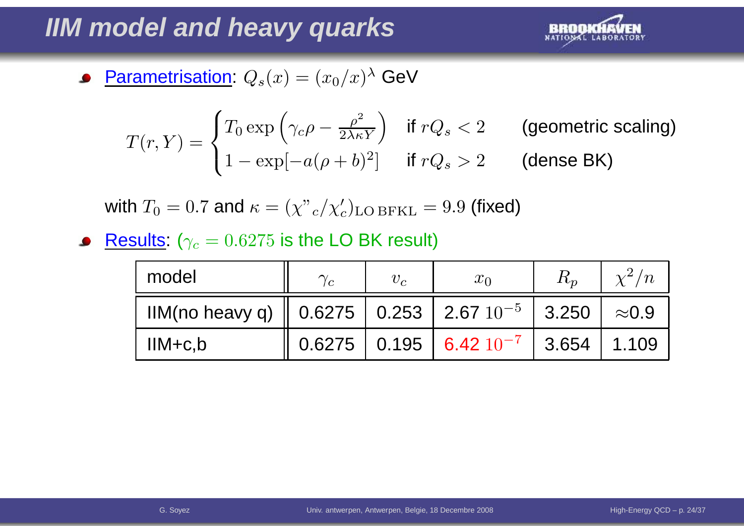# IIM model and heavy quarks

- Parametrisation: $Q_s(x) = (x_0/x)^\lambda$ GeV

$$
T(r,Y) = \begin{cases} T_0 \exp\left(\gamma_c \rho - \frac{\rho^2}{2\lambda\kappa Y}\right) & \text{if } rQ_s < 2 \qquad \text{(geometric scaling)} \\ 1 - \exp[-a(\rho+b)^2] & \text{if } rQ_s > 2 \qquad \text{(dense BK)} \end{cases}
$$

  with $T_0 = 0.7$ and $\kappa = (\chi''_c/\chi'_c)_{\text{LO BFKL}} = 9.9$ (fixed)

- Results: ($\gamma_c = 0.6275$ is the LO BK result)

| model | $\gamma_c$ | $v_c$ | $x_0$ | $R_p$ | $\chi^2/n$ |
|---|---|---|---|---|---|
| IIM(no heavy q) | 0.6275 | 0.253 | 2.67 $10^{-5}$ | 3.250 | $\approx$0.9 |
| IIM+c,b | 0.6275 | 0.195 | 6.42 $10^{-7}$ | 3.654 | 1.109 |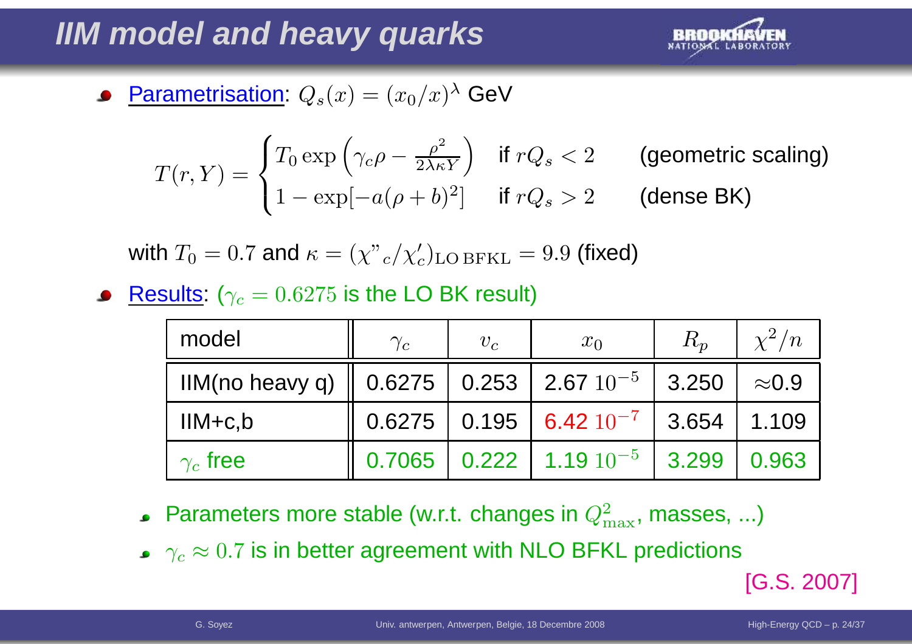# IIM model and heavy quarks

- Parametrisation: $Q_s(x) = (x_0/x)^\lambda$ GeV

$$T(r,Y) = \begin{cases} T_0 \exp\left(\gamma_c \rho - \frac{\rho^2}{2\lambda\kappa Y}\right) & \text{if } rQ_s < 2 \quad \text{(geometric scaling)} \\ 1 - \exp[-a(\rho+b)^2] & \text{if } rQ_s > 2 \quad \text{(dense BK)} \end{cases}$$

with $T_0 = 0.7$ and $\kappa = (\chi"_c/\chi'_c)_{\text{LO BFKL}} = 9.9$ (fixed)

- Results: ($\gamma_c = 0.6275$ is the LO BK result)

| model | $\gamma_c$ | $v_c$ | $x_0$ | $R_p$ | $\chi^2/n$ |
|---|---|---|---|---|---|
| IIM(no heavy q) | 0.6275 | 0.253 | 2.67 $10^{-5}$ | 3.250 | $\approx$0.9 |
| IIM+c,b | 0.6275 | 0.195 | 6.42 $10^{-7}$ | 3.654 | 1.109 |
| $\gamma_c$ free | 0.7065 | 0.222 | 1.19 $10^{-5}$ | 3.299 | 0.963 |

- Parameters more stable (w.r.t. changes in $Q^2_{\max}$, masses, ...)
- $\gamma_c \approx 0.7$ is in better agreement with NLO BFKL predictions

[G.S. 2007]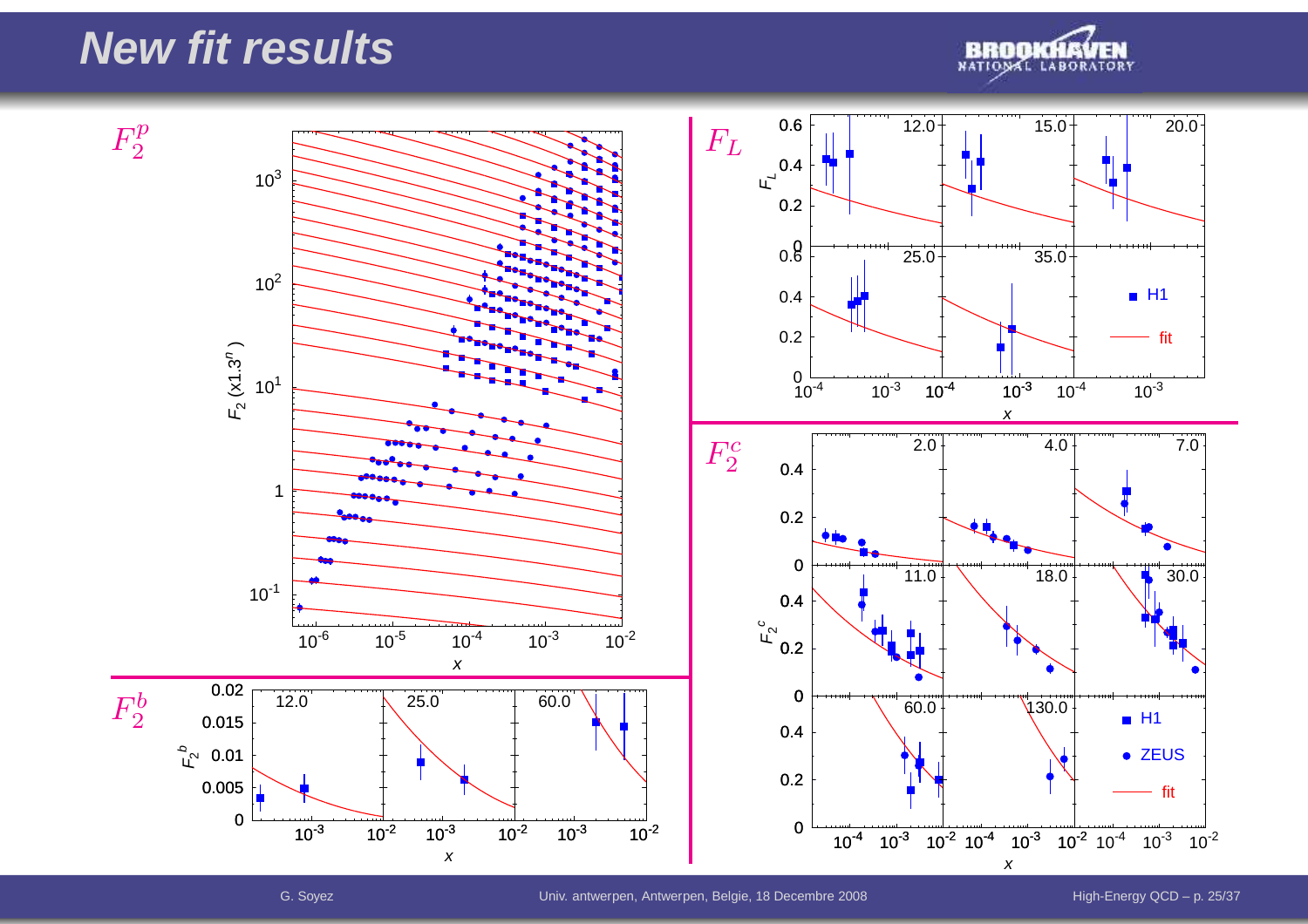# New fit results

$F_2^p$

$F_L$

$F_2^c$

$F_2^b$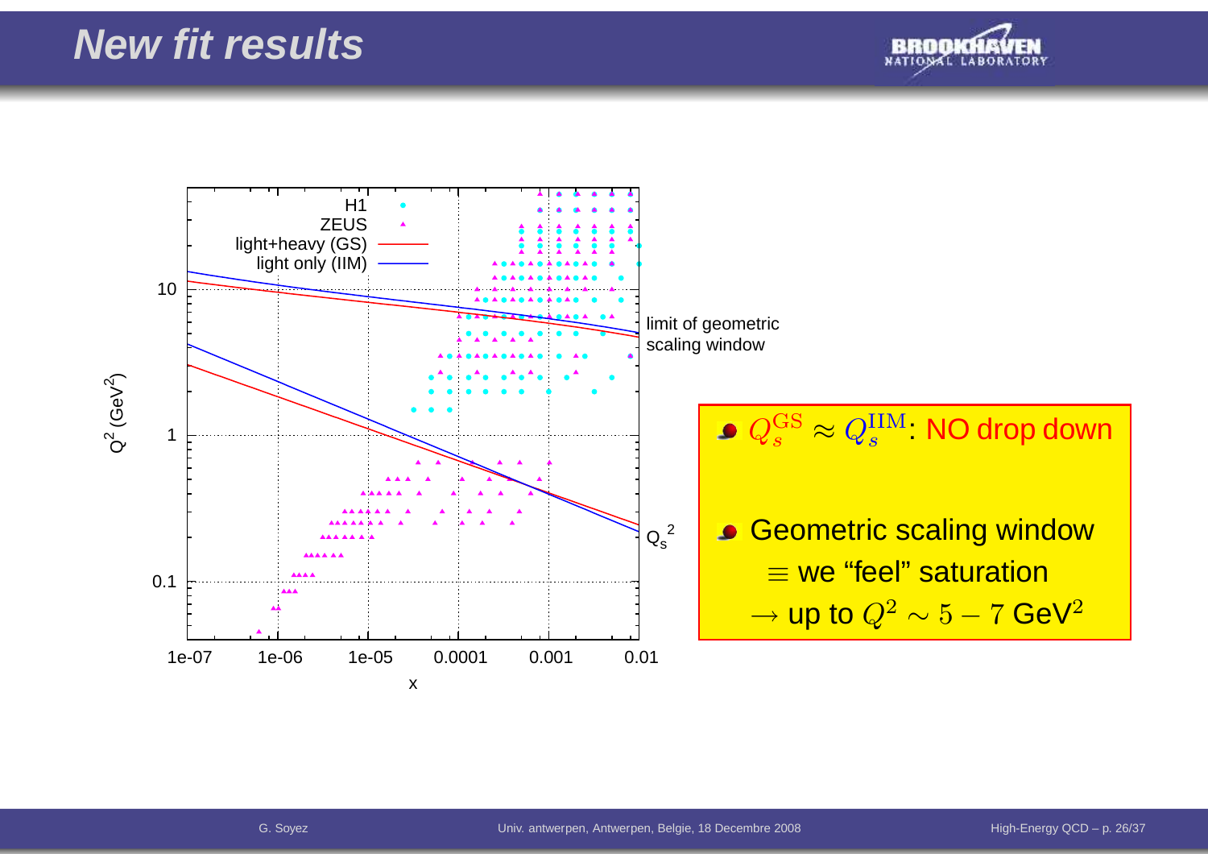# New fit results

- $Q_s^{\mathrm{GS}} \approx Q_s^{\mathrm{IIM}}$: NO drop down
- Geometric scaling window
  $\equiv$ we "feel" saturation
  $\rightarrow$ up to $Q^2 \sim 5-7$ GeV$^2$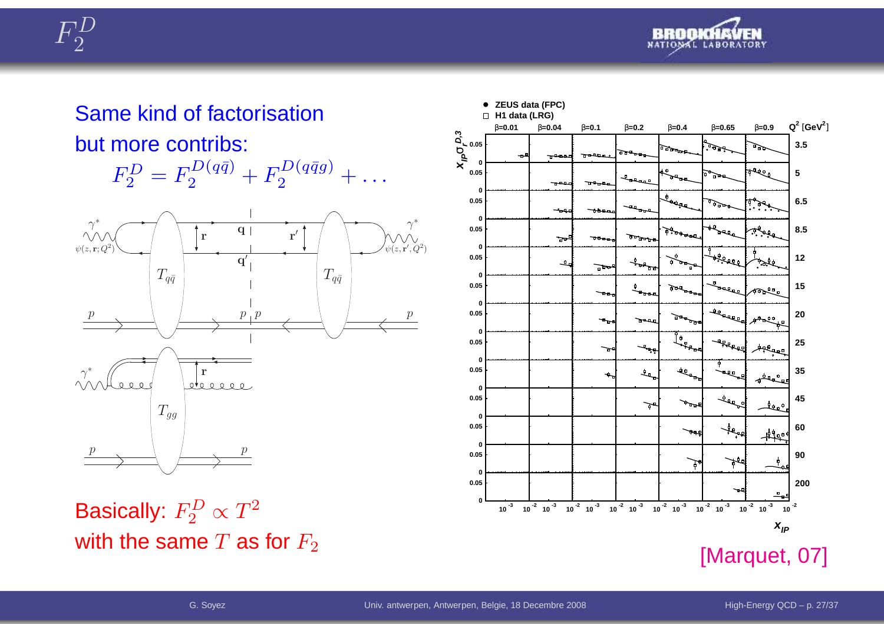# $F_2^D$

Same kind of factorisation

but more contribs:

$$F_2^D = F_2^{D(q\bar{q})} + F_2^{D(q\bar{q}g)} + \dots$$

Basically: $F_2^D \propto T^2$

with the same $T$ as for $F_2$

[Marquet, 07]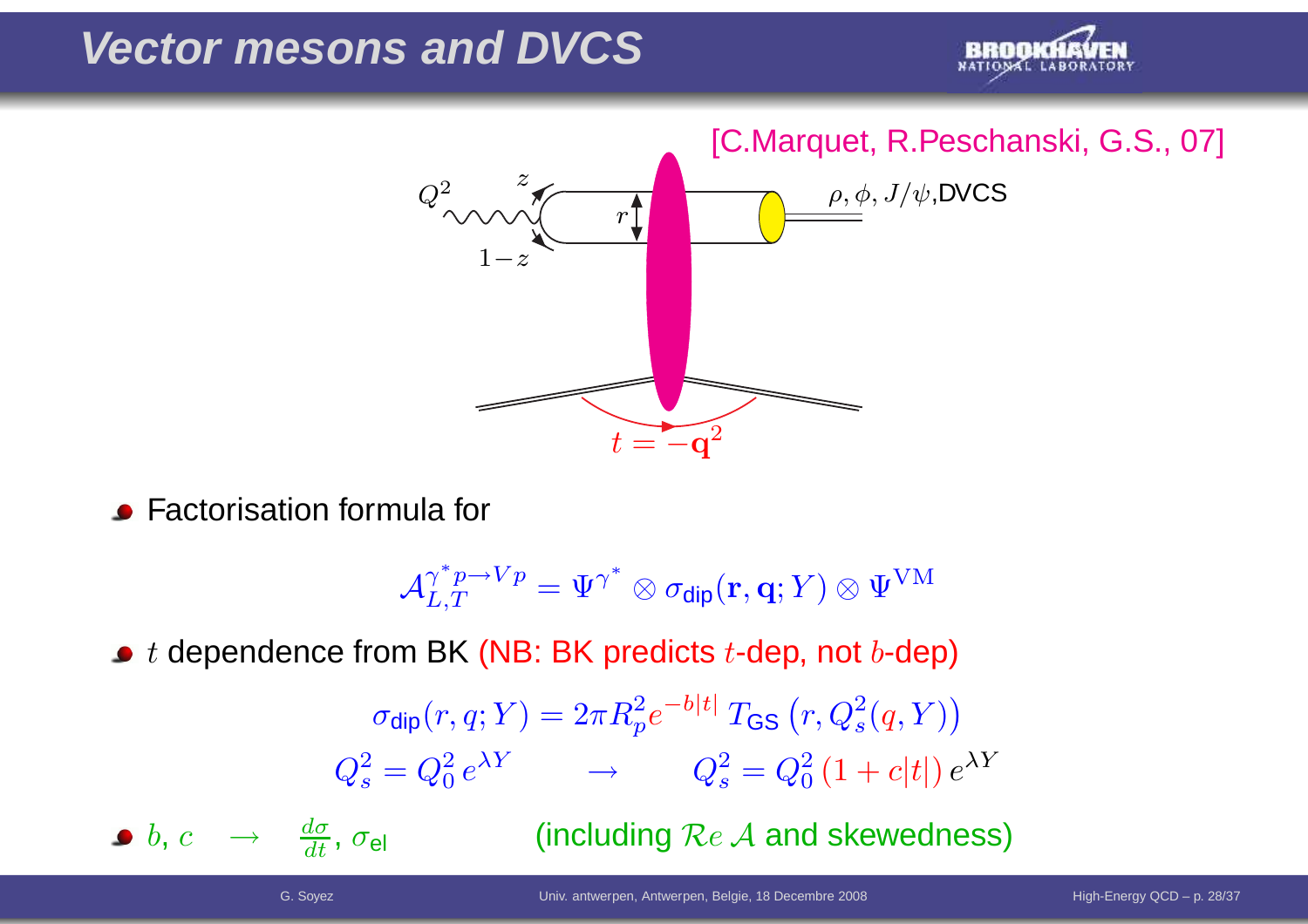# Vector mesons and DVCS

[C.Marquet, R.Peschanski, G.S., 07]

- Factorisation formula for

$$\mathcal{A}_{L,T}^{\gamma^* p \to V p} = \Psi^{\gamma^*} \otimes \sigma_{\text{dip}}(\mathbf{r}, \mathbf{q}; Y) \otimes \Psi^{\text{VM}}$$

- $t$ dependence from BK (NB: BK predicts $t$-dep, not $b$-dep)

$$\sigma_{\text{dip}}(r, q; Y) = 2\pi R_p^2 e^{-b|t|}\, T_{\text{GS}}\left(r, Q_s^2(q, Y)\right)$$

$$Q_s^2 = Q_0^2\, e^{\lambda Y} \qquad \rightarrow \qquad Q_s^2 = Q_0^2\,(1 + c|t|)\, e^{\lambda Y}$$

- $b$, $c$ $\rightarrow$ $\frac{d\sigma}{dt}$, $\sigma_{\text{el}}$ (including $\mathcal{R}e\,\mathcal{A}$ and skewedness)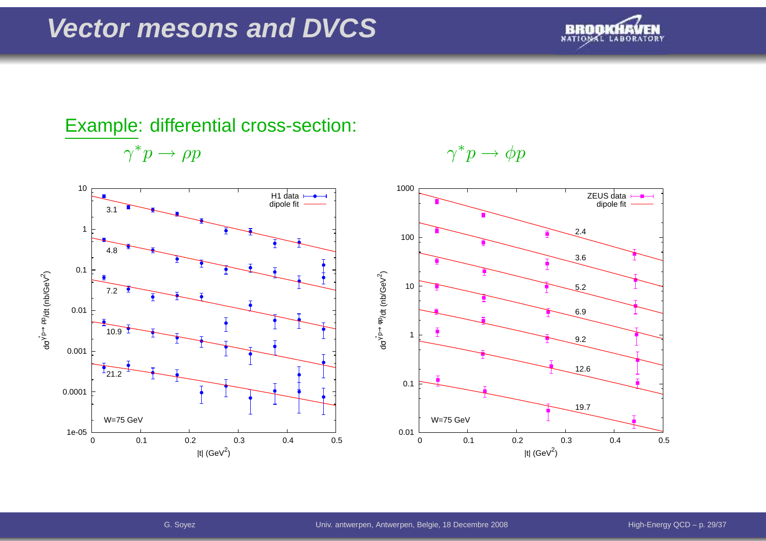# Vector mesons and DVCS

Example: differential cross-section:

$\gamma^* p \to \rho p$ $\gamma^* p \to \phi p$

H1 data
dipole fit

3.1
4.8
7.2
10.9
21.2

W=75 GeV

$d\sigma^{\gamma^* p \to \rho p}/dt$ (nb/GeV$^2$)

$|t|$ (GeV$^2$)

ZEUS data
dipole fit

2.4
3.6
5.2
6.9
9.2
12.6
19.7

W=75 GeV

$d\sigma^{\gamma^* p \to \phi p}/dt$ (nb/GeV$^2$)

$|t|$ (GeV$^2$)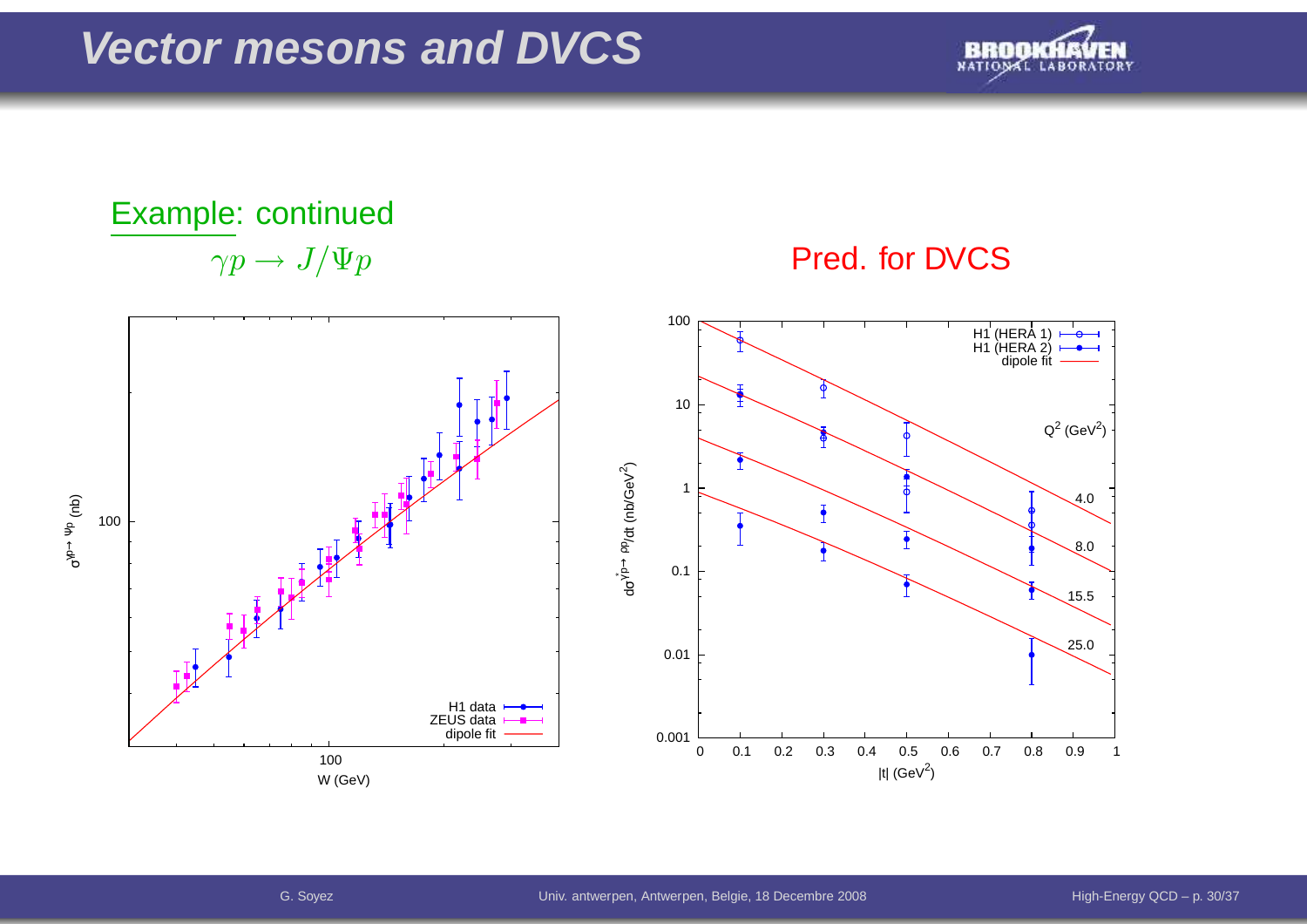# Vector mesons and DVCS

Example: continued

$\gamma p \to J/\Psi p$

Pred. for DVCS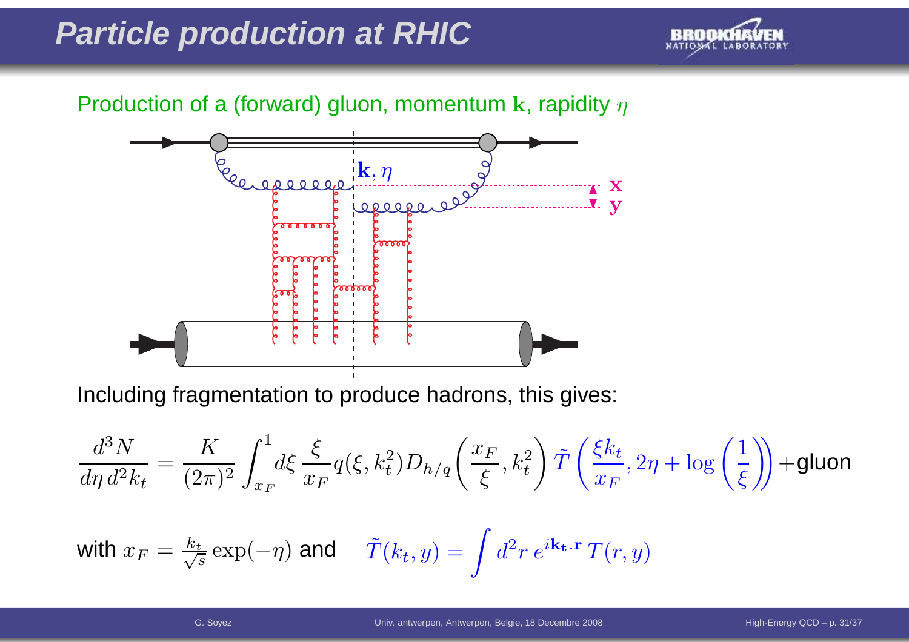# Particle production at RHIC

Production of a (forward) gluon, momentum $\mathbf{k}$, rapidity $\eta$

Including fragmentation to produce hadrons, this gives:

$$\frac{d^3N}{d\eta\, d^2k_t} = \frac{K}{(2\pi)^2}\int_{x_F}^1 d\xi\, \frac{\xi}{x_F} q(\xi, k_t^2) D_{h/q}\left(\frac{x_F}{\xi}, k_t^2\right) \tilde{T}\left(\frac{\xi k_t}{x_F}, 2\eta + \log\left(\frac{1}{\xi}\right)\right) + \text{gluon}$$

with $x_F = \frac{k_t}{\sqrt{s}} \exp(-\eta)$ and $\quad \tilde{T}(k_t, y) = \int d^2r\, e^{i\mathbf{k_t}.\mathbf{r}}\, T(r, y)$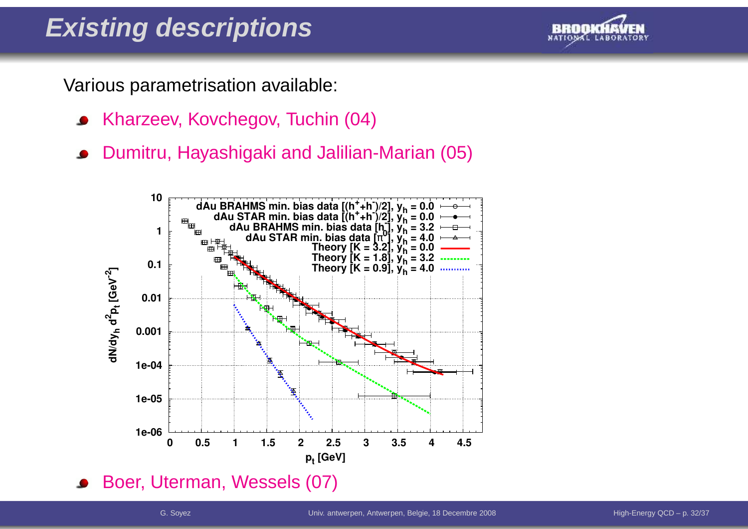# Existing descriptions

Various parametrisation available:

- Kharzeev, Kovchegov, Tuchin (04)
- Dumitru, Hayashigaki and Jalilian-Marian (05)
- Boer, Uterman, Wessels (07)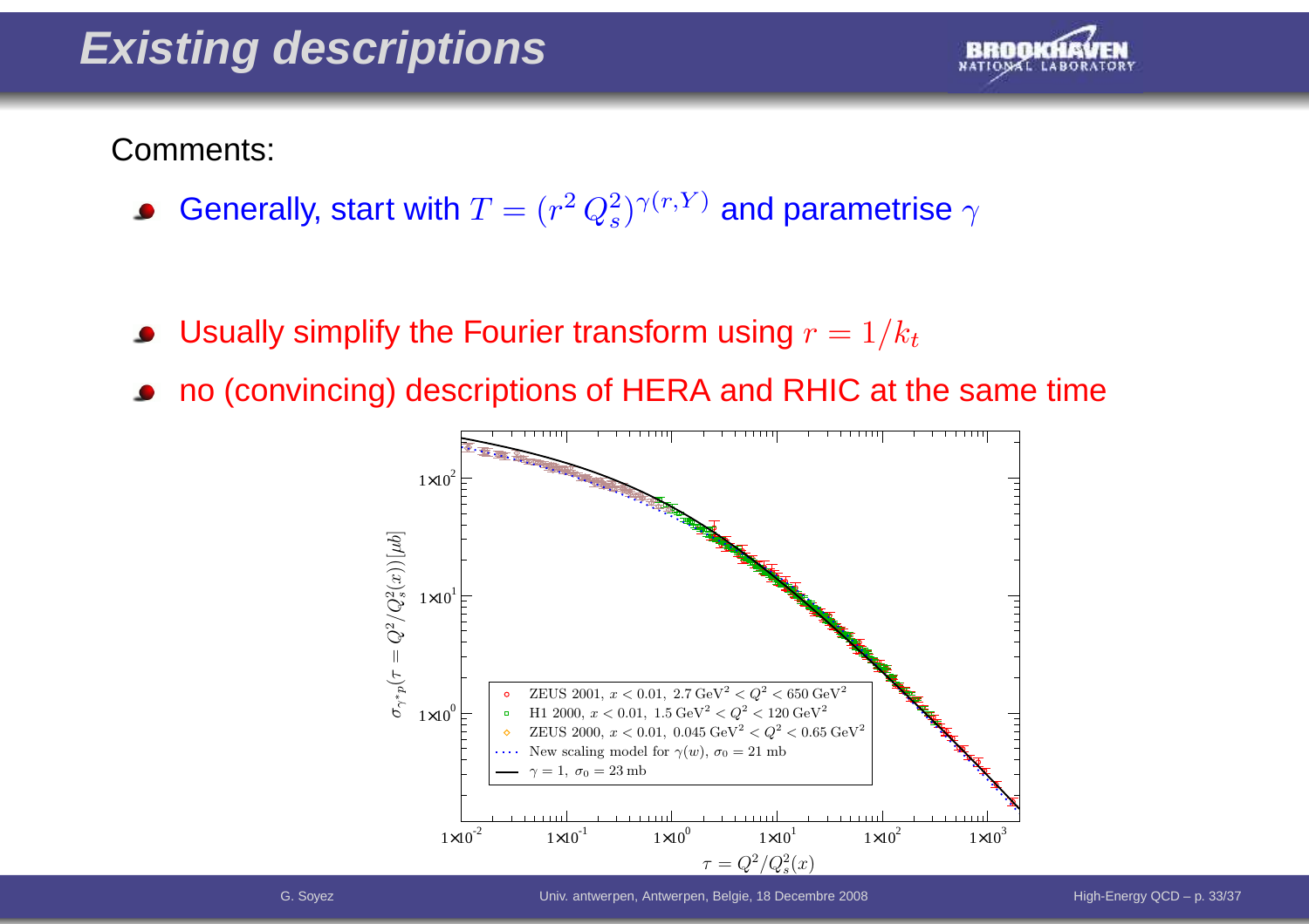# Existing descriptions

Comments:

- Generally, start with $T = (r^2 Q_s^2)^{\gamma(r,Y)}$ and parametrise $\gamma$
- Usually simplify the Fourier transform using $r = 1/k_t$
- no (convincing) descriptions of HERA and RHIC at the same time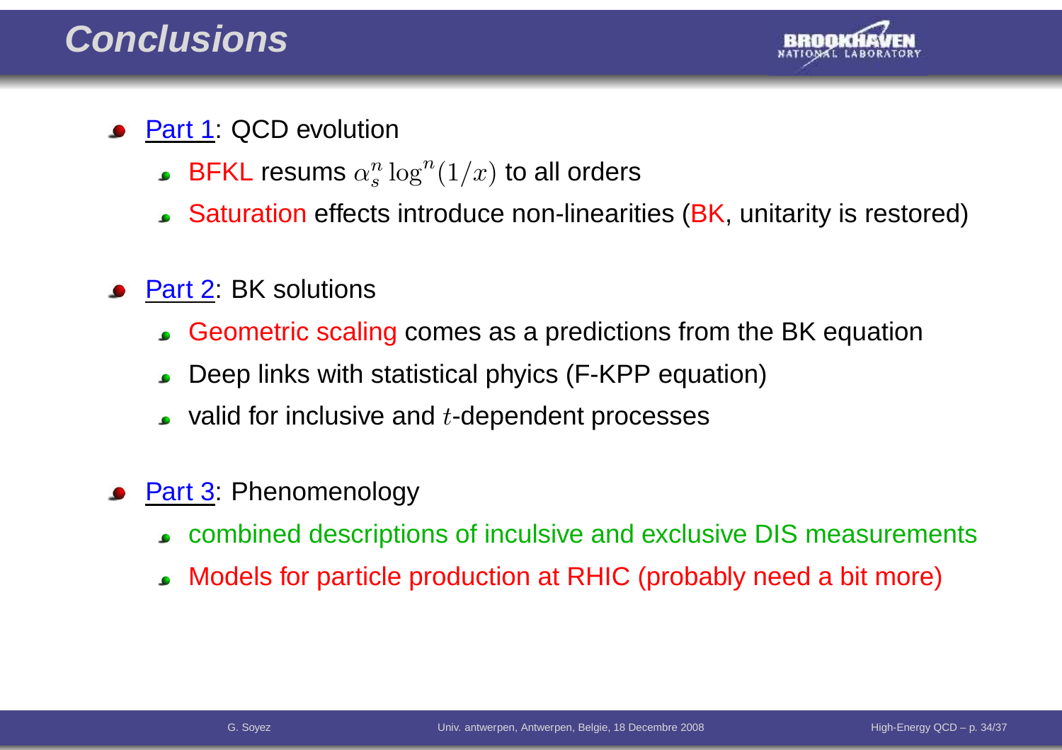# Conclusions

- Part 1: QCD evolution
  - BFKL resums $\alpha_s^n \log^n(1/x)$ to all orders
  - Saturation effects introduce non-linearities (BK, unitarity is restored)
- Part 2: BK solutions
  - Geometric scaling comes as a predictions from the BK equation
  - Deep links with statistical phyics (F-KPP equation)
  - valid for inclusive and $t$-dependent processes
- Part 3: Phenomenology
  - combined descriptions of inculsive and exclusive DIS measurements
  - Models for particle production at RHIC (probably need a bit more)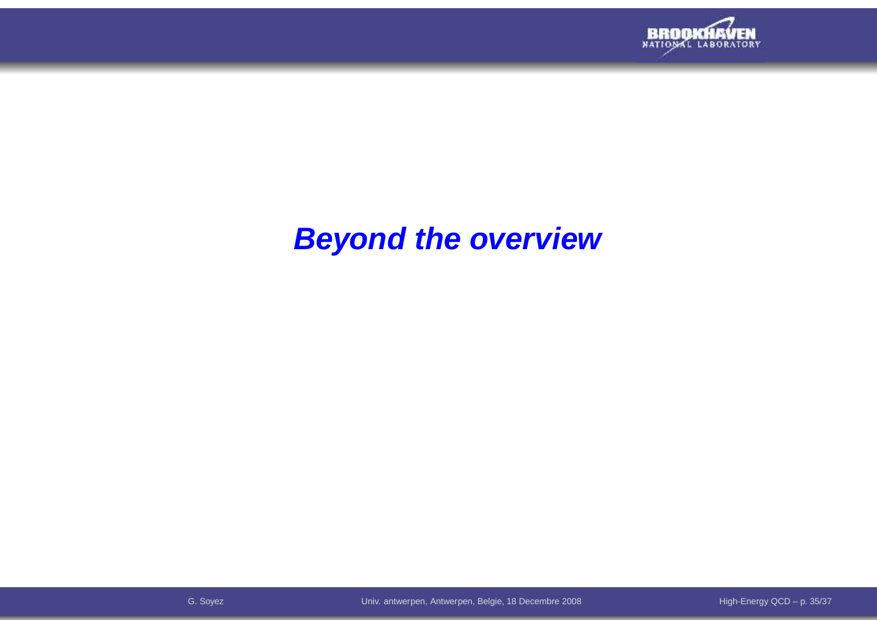# ***Beyond the overview***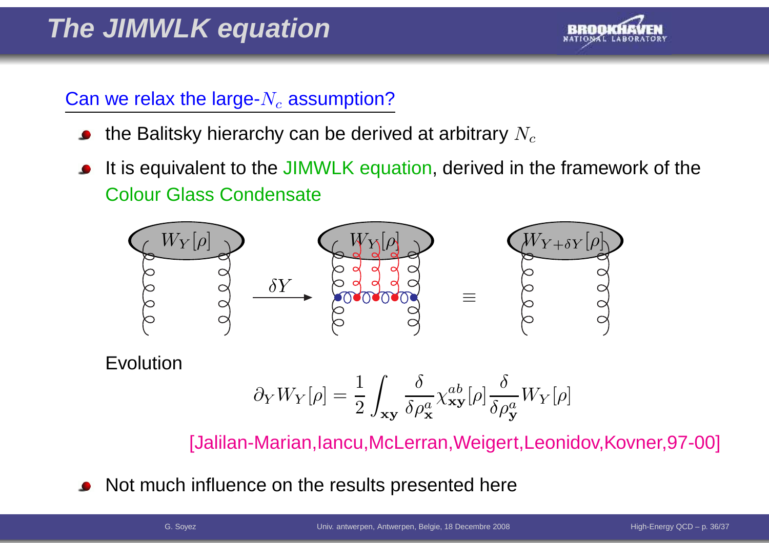# The JIMWLK equation

Can we relax the large-$N_c$ assumption?

- the Balitsky hierarchy can be derived at arbitrary $N_c$
- It is equivalent to the JIMWLK equation, derived in the framework of the Colour Glass Condensate

Evolution

$$\partial_Y W_Y[\rho] = \frac{1}{2} \int_{\mathbf{xy}} \frac{\delta}{\delta \rho^a_{\mathbf{x}}} \chi^{ab}_{\mathbf{xy}}[\rho] \frac{\delta}{\delta \rho^a_{\mathbf{y}}} W_Y[\rho]$$

[Jalilan-Marian,Iancu,McLerran,Weigert,Leonidov,Kovner,97-00]

- Not much influence on the results presented here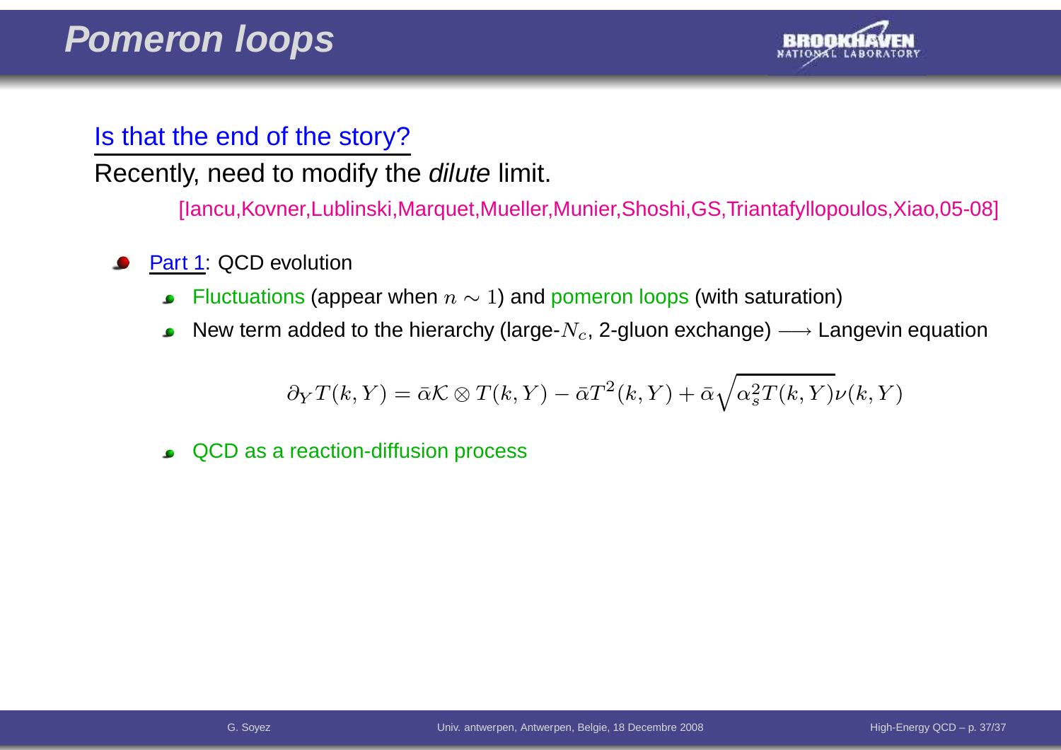# Pomeron loops

Is that the end of the story?

Recently, need to modify the *dilute* limit.

[Iancu,Kovner,Lublinski,Marquet,Mueller,Munier,Shoshi,GS,Triantafyllopoulos,Xiao,05-08]

- Part 1: QCD evolution
  - Fluctuations (appear when $n \sim 1$) and pomeron loops (with saturation)
  - New term added to the hierarchy (large-$N_c$, 2-gluon exchange) $\longrightarrow$ Langevin equation

$$\partial_Y T(k,Y) = \bar{\alpha}\mathcal{K} \otimes T(k,Y) - \bar{\alpha}T^2(k,Y) + \bar{\alpha}\sqrt{\alpha_s^2 T(k,Y)}\nu(k,Y)$$

  - QCD as a reaction-diffusion process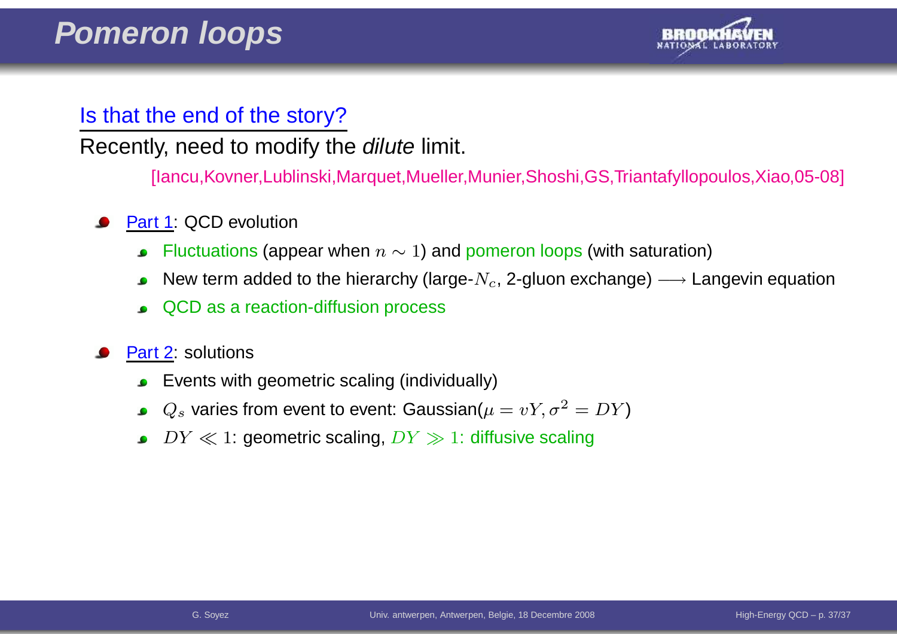# Pomeron loops

## Is that the end of the story?

Recently, need to modify the *dilute* limit.

[Iancu,Kovner,Lublinski,Marquet,Mueller,Munier,Shoshi,GS,Triantafyllopoulos,Xiao,05-08]

- Part 1: QCD evolution
  - Fluctuations (appear when $n \sim 1$) and pomeron loops (with saturation)
  - New term added to the hierarchy (large-$N_c$, 2-gluon exchange) $\longrightarrow$ Langevin equation
  - QCD as a reaction-diffusion process
- Part 2: solutions
  - Events with geometric scaling (individually)
  - $Q_s$ varies from event to event: Gaussian($\mu = vY, \sigma^2 = DY$)
  - $DY \ll 1$: geometric scaling, $DY \gg 1$: diffusive scaling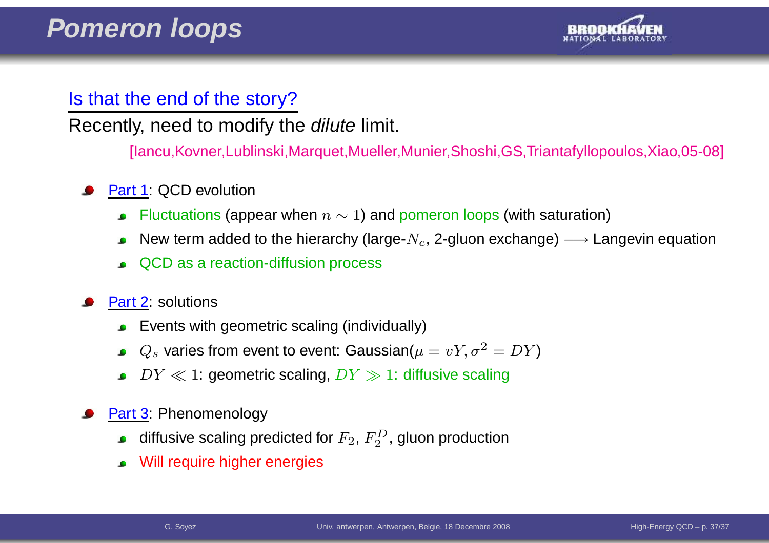# Pomeron loops

Is that the end of the story?

Recently, need to modify the *dilute* limit.

[Iancu,Kovner,Lublinski,Marquet,Mueller,Munier,Shoshi,GS,Triantafyllopoulos,Xiao,05-08]

- Part 1: QCD evolution
  - Fluctuations (appear when $n \sim 1$) and pomeron loops (with saturation)
  - New term added to the hierarchy (large-$N_c$, 2-gluon exchange) $\longrightarrow$ Langevin equation
  - QCD as a reaction-diffusion process
- Part 2: solutions
  - Events with geometric scaling (individually)
  - $Q_s$ varies from event to event: Gaussian($\mu = vY, \sigma^2 = DY$)
  - $DY \ll 1$: geometric scaling, $DY \gg 1$: diffusive scaling
- Part 3: Phenomenology
  - diffusive scaling predicted for $F_2$, $F_2^D$, gluon production
  - Will require higher energies